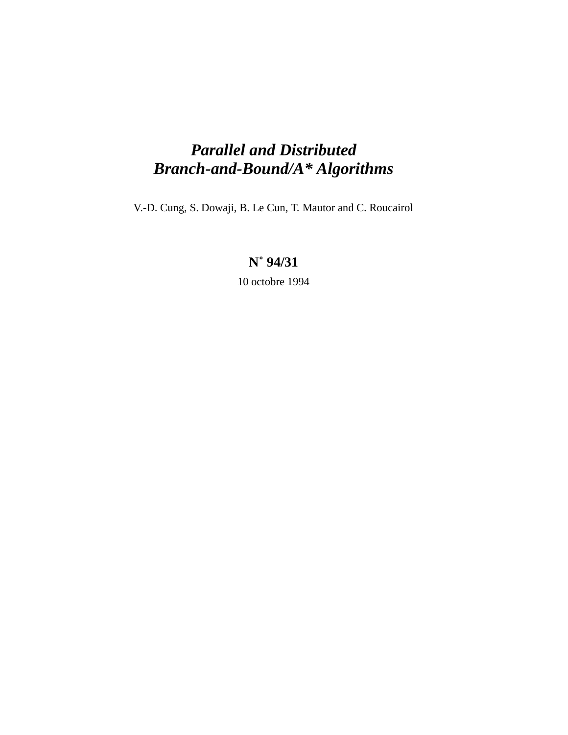# *Parallel and Distributed Branch-and-Bound/A* Algorithms*

V.-D. Cung, S. Dowaji, B. Le Cun, T. Mautor and C. Roucairol

**N° 94/31**

10 octobre 1994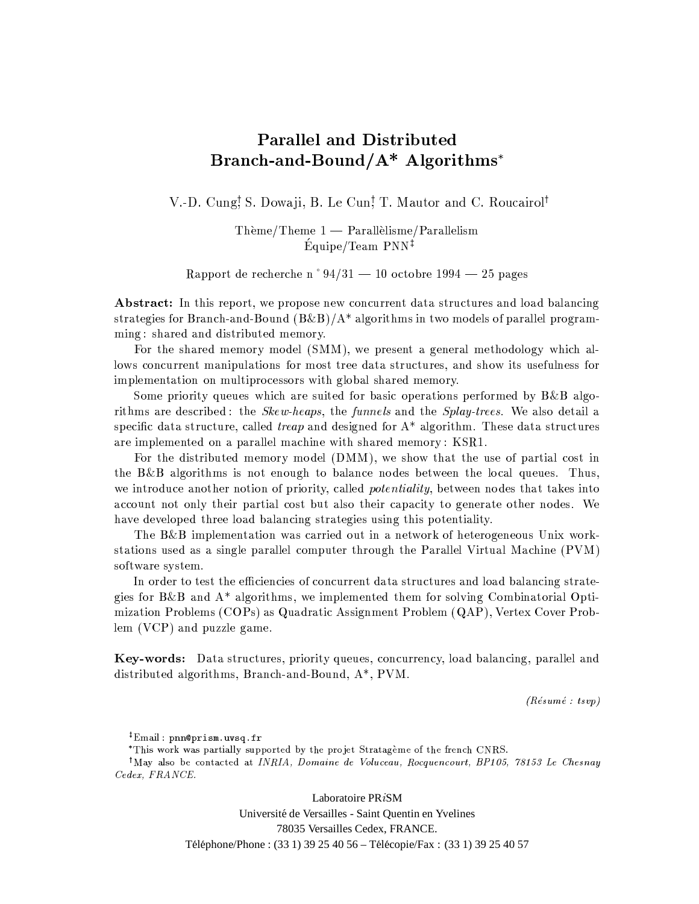# Parallel and Distributed Branch-and-Bound/A* Algorithms*

V.-D. Cung†, S. Dowaji, B. Le Cun†, T. Mautor and C. Roucairol†

Thème/Theme 1 — Parallèlisme/Parallelism
Équipe/Team PNN‡

Rapport de recherche n ° 94/31 — 10 octobre 1994 — 25 pages

**Abstract:** In this report, we propose new concurrent data structures and load balancing strategies for Branch-and-Bound (B&B)/A* algorithms in two models of parallel programming : shared and distributed memory.

For the shared memory model (SMM), we present a general methodology which allows concurrent manipulations for most tree data structures, and show its usefulness for implementation on multiprocessors with global shared memory.

Some priority queues which are suited for basic operations performed by B&B algorithms are described : the *Skew-heaps*, the *funnels* and the *Splay-trees*. We also detail a specific data structure, called *treap* and designed for A* algorithm. These data structures are implemented on a parallel machine with shared memory : KSR1.

For the distributed memory model (DMM), we show that the use of partial cost in the B&B algorithms is not enough to balance nodes between the local queues. Thus, we introduce another notion of priority, called *potentiality*, between nodes that takes into account not only their partial cost but also their capacity to generate other nodes. We have developed three load balancing strategies using this potentiality.

The B&B implementation was carried out in a network of heterogeneous Unix workstations used as a single parallel computer through the Parallel Virtual Machine (PVM) software system.

In order to test the efficiencies of concurrent data structures and load balancing strategies for B&B and A* algorithms, we implemented them for solving Combinatorial Optimization Problems (COPs) as Quadratic Assignment Problem (QAP), Vertex Cover Problem (VCP) and puzzle game.

**Key-words:** Data structures, priority queues, concurrency, load balancing, parallel and distributed algorithms, Branch-and-Bound, A*, PVM.

*(Résumé : tsvp)*

‡Email : pnn@prism.uvsq.fr

*This work was partially supported by the projet Stratagème of the french CNRS.

†May also be contacted at *INRIA, Domaine de Voluceau, Rocquencourt, BP105, 78153 Le Chesnay Cedex, FRANCE.*

Laboratoire PR*i*SM
Université de Versailles - Saint Quentin en Yvelines
78035 Versailles Cedex, FRANCE.
Téléphone/Phone : (33 1) 39 25 40 56 – Télécopie/Fax : (33 1) 39 25 40 57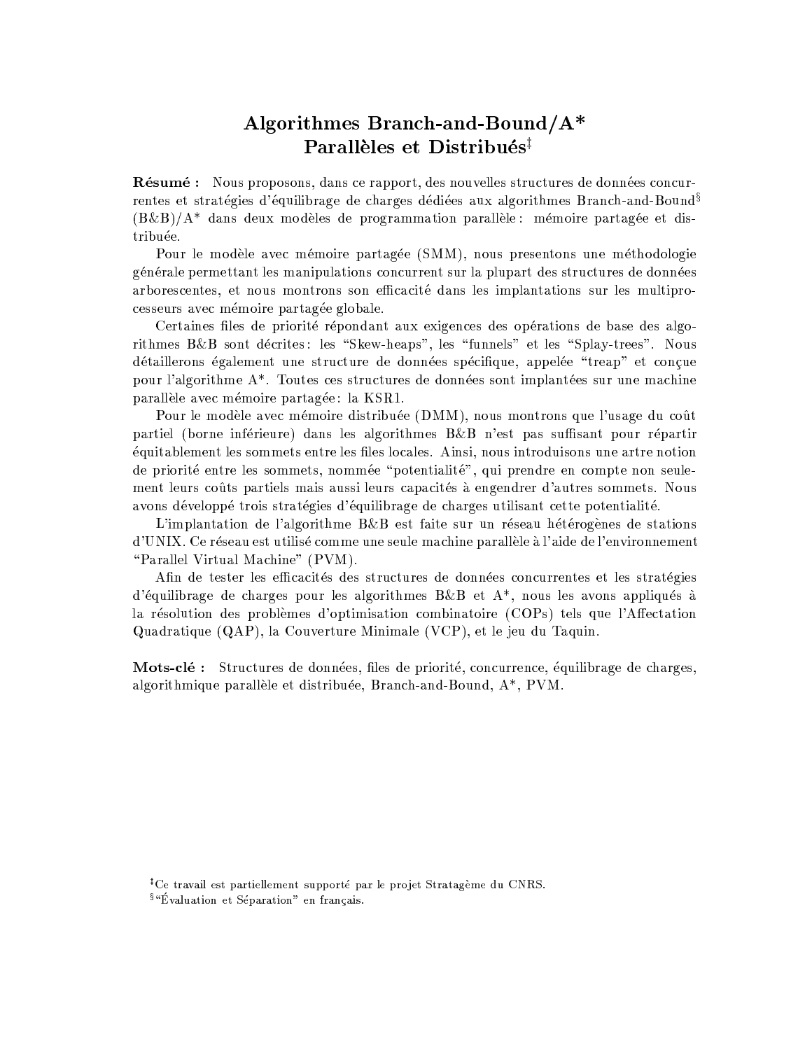# Algorithmes Branch-and-Bound/A* Parallèles et Distribués[‡]

**Résumé :** Nous proposons, dans ce rapport, des nouvelles structures de données concurrentes et stratégies d'équilibrage de charges dédiées aux algorithmes Branch-and-Bound[§] (B&B)/A* dans deux modèles de programmation parallèle : mémoire partagée et distribuée.

Pour le modèle avec mémoire partagée (SMM), nous presentons une méthodologie générale permettant les manipulations concurrent sur la plupart des structures de données arborescentes, et nous montrons son efficacité dans les implantations sur les multiprocesseurs avec mémoire partagée globale.

Certaines files de priorité répondant aux exigences des opérations de base des algorithmes B&B sont décrites : les "Skew-heaps", les "funnels" et les "Splay-trees". Nous détaillerons également une structure de données spécifique, appelée "treap" et conçue pour l'algorithme A*. Toutes ces structures de données sont implantées sur une machine parallèle avec mémoire partagée : la KSR1.

Pour le modèle avec mémoire distribuée (DMM), nous montrons que l'usage du coût partiel (borne inférieure) dans les algorithmes B&B n'est pas suffisant pour répartir équitablement les sommets entre les files locales. Ainsi, nous introduisons une artre notion de priorité entre les sommets, nommée "potentialité", qui prendre en compte non seulement leurs coûts partiels mais aussi leurs capacités à engendrer d'autres sommets. Nous avons développé trois stratégies d'équilibrage de charges utilisant cette potentialité.

L'implantation de l'algorithme B&B est faite sur un réseau hétérogènes de stations d'UNIX. Ce réseau est utilisé comme une seule machine parallèle à l'aide de l'environnement "Parallel Virtual Machine" (PVM).

Afin de tester les efficacités des structures de données concurrentes et les stratégies d'équilibrage de charges pour les algorithmes B&B et A*, nous les avons appliqués à la résolution des problèmes d'optimisation combinatoire (COPs) tels que l'Affectation Quadratique (QAP), la Couverture Minimale (VCP), et le jeu du Taquin.

**Mots-clé :** Structures de données, files de priorité, concurrence, équilibrage de charges, algorithmique parallèle et distribuée, Branch-and-Bound, A*, PVM.

---

[‡] Ce travail est partiellement supporté par le projet Stratagème du CNRS.

[§] "Évaluation et Séparation" en français.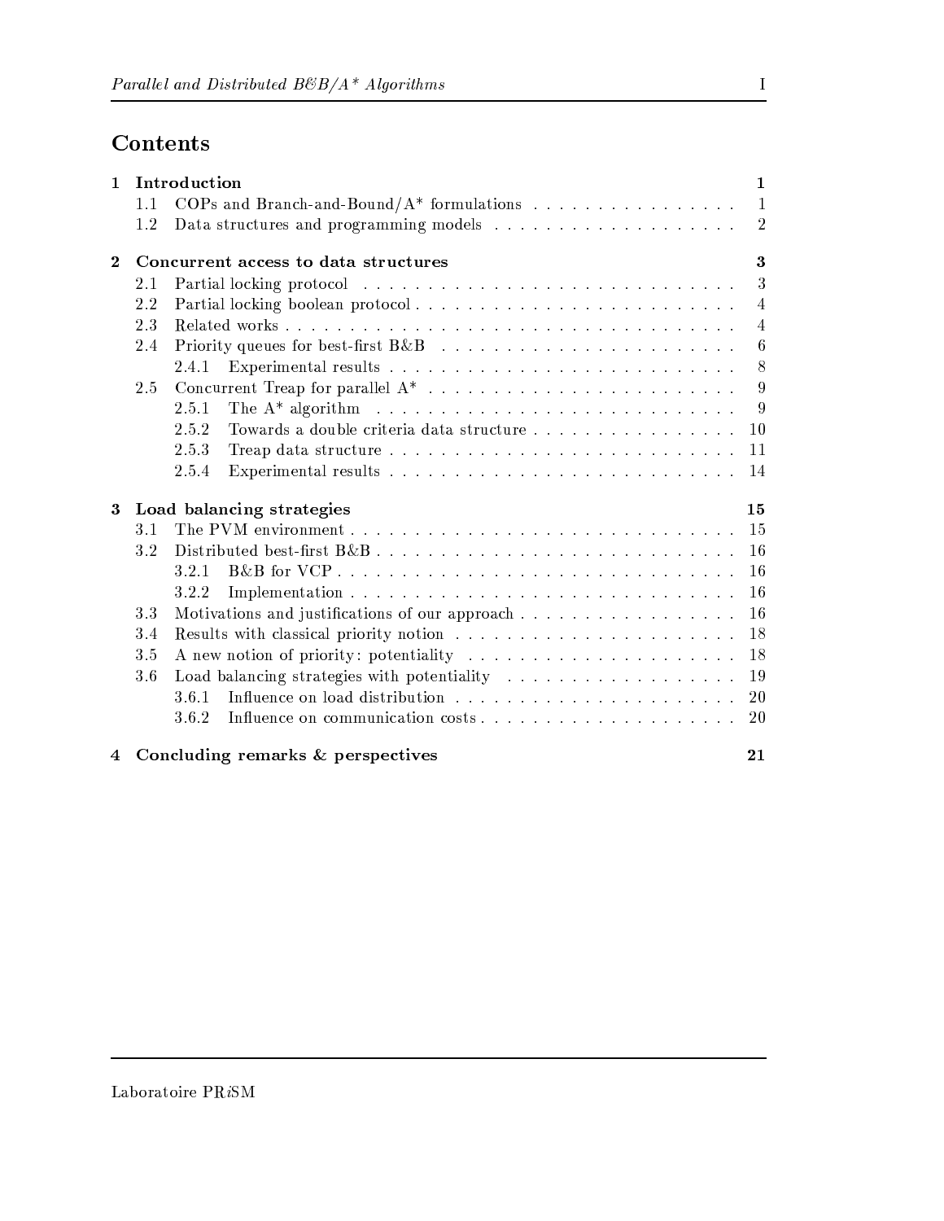# Contents

**1 Introduction** — 1
- 1.1 COPs and Branch-and-Bound/A* formulations — 1
- 1.2 Data structures and programming models — 2

**2 Concurrent access to data structures** — 3
- 2.1 Partial locking protocol — 3
- 2.2 Partial locking boolean protocol — 4
- 2.3 Related works — 4
- 2.4 Priority queues for best-first B&B — 6
  - 2.4.1 Experimental results — 8
- 2.5 Concurrent Treap for parallel A* — 9
  - 2.5.1 The A* algorithm — 9
  - 2.5.2 Towards a double criteria data structure — 10
  - 2.5.3 Treap data structure — 11
  - 2.5.4 Experimental results — 14

**3 Load balancing strategies** — 15
- 3.1 The PVM environment — 15
- 3.2 Distributed best-first B&B — 16
  - 3.2.1 B&B for VCP — 16
  - 3.2.2 Implementation — 16
- 3.3 Motivations and justifications of our approach — 16
- 3.4 Results with classical priority notion — 18
- 3.5 A new notion of priority: potentiality — 18
- 3.6 Load balancing strategies with potentiality — 19
  - 3.6.1 Influence on load distribution — 20
  - 3.6.2 Influence on communication costs — 20

**4 Concluding remarks & perspectives** — 21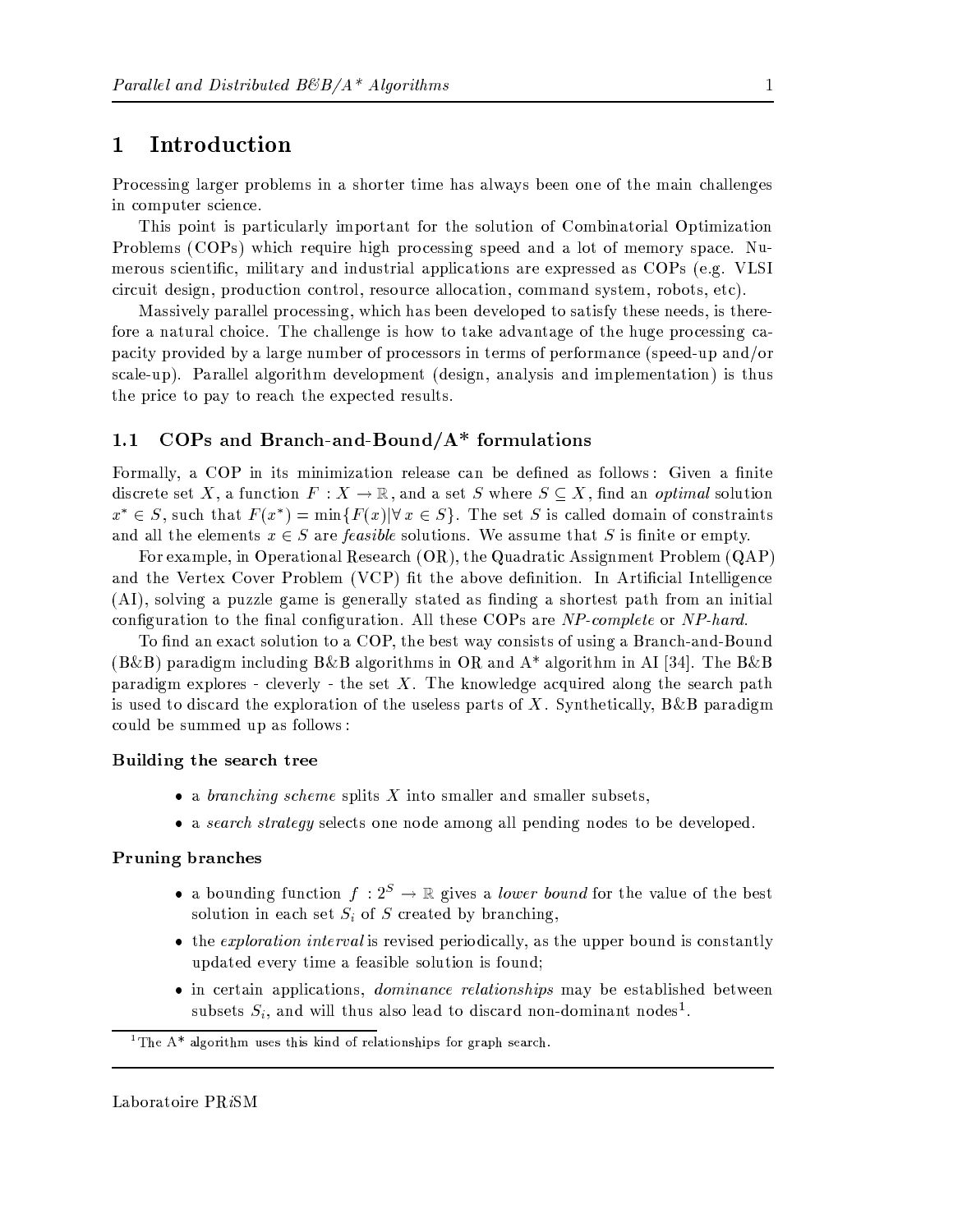# 1 Introduction

Processing larger problems in a shorter time has always been one of the main challenges in computer science.

This point is particularly important for the solution of Combinatorial Optimization Problems (COPs) which require high processing speed and a lot of memory space. Numerous scientific, military and industrial applications are expressed as COPs (e.g. VLSI circuit design, production control, resource allocation, command system, robots, etc).

Massively parallel processing, which has been developed to satisfy these needs, is therefore a natural choice. The challenge is how to take advantage of the huge processing capacity provided by a large number of processors in terms of performance (speed-up and/or scale-up). Parallel algorithm development (design, analysis and implementation) is thus the price to pay to reach the expected results.

## 1.1 COPs and Branch-and-Bound/A* formulations

Formally, a COP in its minimization release can be defined as follows: Given a finite discrete set $X$, a function $F : X \rightarrow \mathbb{R}$, and a set $S$ where $S \subseteq X$, find an *optimal* solution $x^* \in S$, such that $F(x^*) = \min\{F(x) | \forall\, x \in S\}$. The set $S$ is called domain of constraints and all the elements $x \in S$ are *feasible* solutions. We assume that $S$ is finite or empty.

For example, in Operational Research (OR), the Quadratic Assignment Problem (QAP) and the Vertex Cover Problem (VCP) fit the above definition. In Artificial Intelligence (AI), solving a puzzle game is generally stated as finding a shortest path from an initial configuration to the final configuration. All these COPs are *NP-complete* or *NP-hard*.

To find an exact solution to a COP, the best way consists of using a Branch-and-Bound (B&B) paradigm including B&B algorithms in OR and A* algorithm in AI [34]. The B&B paradigm explores - cleverly - the set $X$. The knowledge acquired along the search path is used to discard the exploration of the useless parts of $X$. Synthetically, B&B paradigm could be summed up as follows:

**Building the search tree**

- a *branching scheme* splits $X$ into smaller and smaller subsets,
- a *search strategy* selects one node among all pending nodes to be developed.

**Pruning branches**

- a bounding function $f : 2^S \rightarrow \mathbb{R}$ gives a *lower bound* for the value of the best solution in each set $S_i$ of $S$ created by branching,
- the *exploration interval* is revised periodically, as the upper bound is constantly updated every time a feasible solution is found;
- in certain applications, *dominance relationships* may be established between subsets $S_i$, and will thus also lead to discard non-dominant nodes[1].

[1] The A* algorithm uses this kind of relationships for graph search.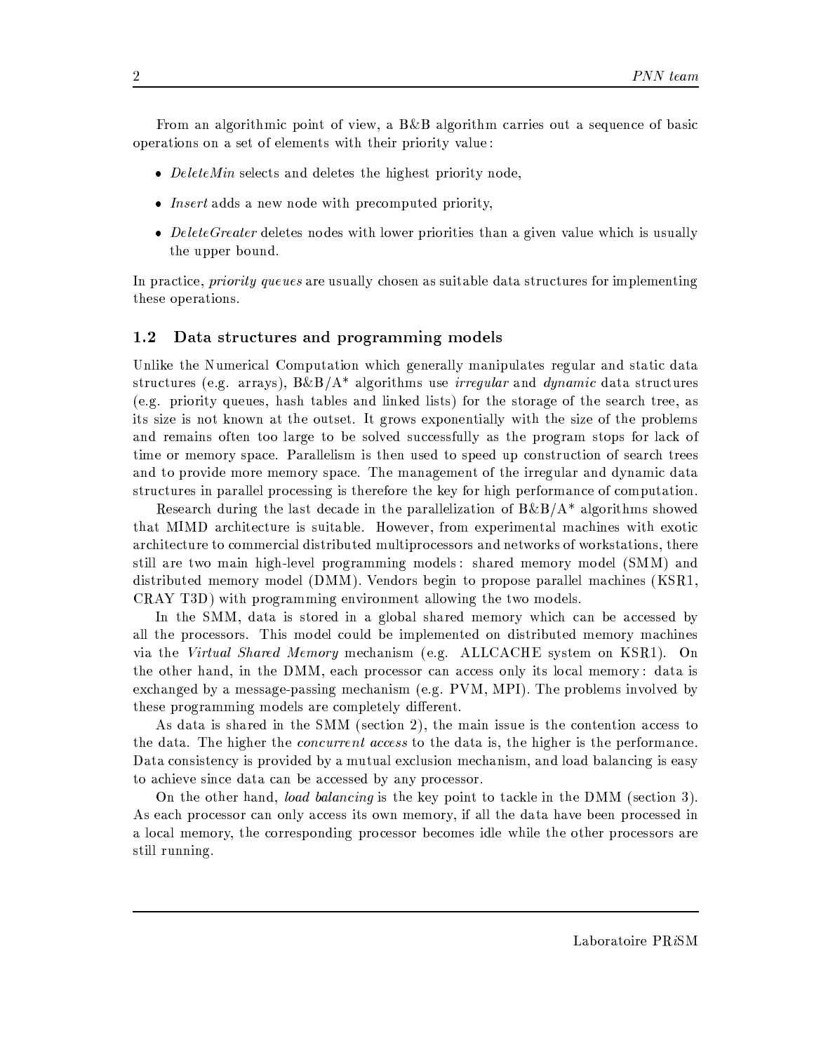From an algorithmic point of view, a B&B algorithm carries out a sequence of basic operations on a set of elements with their priority value:

- *DeleteMin* selects and deletes the highest priority node,
- *Insert* adds a new node with precomputed priority,
- *DeleteGreater* deletes nodes with lower priorities than a given value which is usually the upper bound.

In practice, *priority queues* are usually chosen as suitable data structures for implementing these operations.

### 1.2 Data structures and programming models

Unlike the Numerical Computation which generally manipulates regular and static data structures (e.g. arrays), B&B/A* algorithms use *irregular* and *dynamic* data structures (e.g. priority queues, hash tables and linked lists) for the storage of the search tree, as its size is not known at the outset. It grows exponentially with the size of the problems and remains often too large to be solved successfully as the program stops for lack of time or memory space. Parallelism is then used to speed up construction of search trees and to provide more memory space. The management of the irregular and dynamic data structures in parallel processing is therefore the key for high performance of computation.

Research during the last decade in the parallelization of B&B/A* algorithms showed that MIMD architecture is suitable. However, from experimental machines with exotic architecture to commercial distributed multiprocessors and networks of workstations, there still are two main high-level programming models: shared memory model (SMM) and distributed memory model (DMM). Vendors begin to propose parallel machines (KSR1, CRAY T3D) with programming environment allowing the two models.

In the SMM, data is stored in a global shared memory which can be accessed by all the processors. This model could be implemented on distributed memory machines via the *Virtual Shared Memory* mechanism (e.g. ALLCACHE system on KSR1). On the other hand, in the DMM, each processor can access only its local memory: data is exchanged by a message-passing mechanism (e.g. PVM, MPI). The problems involved by these programming models are completely different.

As data is shared in the SMM (section 2), the main issue is the contention access to the data. The higher the *concurrent access* to the data is, the higher is the performance. Data consistency is provided by a mutual exclusion mechanism, and load balancing is easy to achieve since data can be accessed by any processor.

On the other hand, *load balancing* is the key point to tackle in the DMM (section 3). As each processor can only access its own memory, if all the data have been processed in a local memory, the corresponding processor becomes idle while the other processors are still running.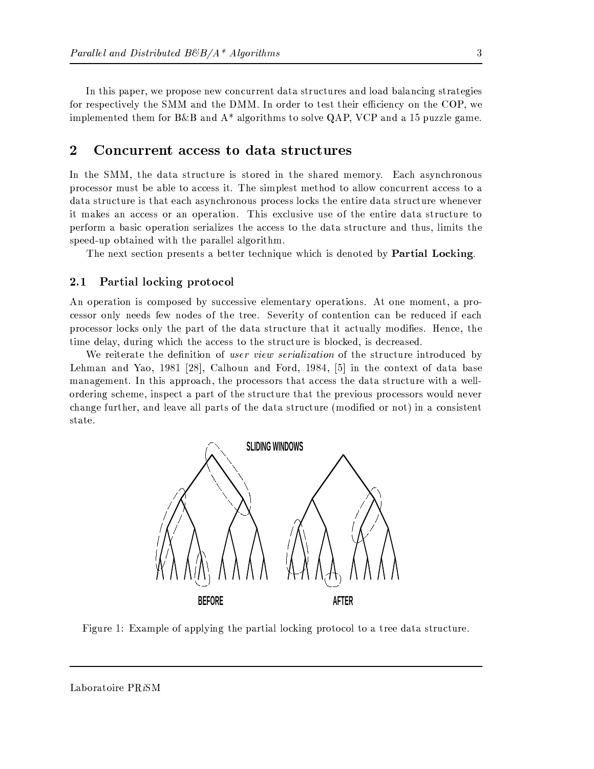In this paper, we propose new concurrent data structures and load balancing strategies for respectively the SMM and the DMM. In order to test their efficiency on the COP, we implemented them for B&B and A* algorithms to solve QAP, VCP and a 15 puzzle game.

## 2 Concurrent access to data structures

In the SMM, the data structure is stored in the shared memory. Each asynchronous processor must be able to access it. The simplest method to allow concurrent access to a data structure is that each asynchronous process locks the entire data structure whenever it makes an access or an operation. This exclusive use of the entire data structure to perform a basic operation serializes the access to the data structure and thus, limits the speed-up obtained with the parallel algorithm.

The next section presents a better technique which is denoted by **Partial Locking**.

### 2.1 Partial locking protocol

An operation is composed by successive elementary operations. At one moment, a processor only needs few nodes of the tree. Severity of contention can be reduced if each processor locks only the part of the data structure that it actually modifies. Hence, the time delay, during which the access to the structure is blocked, is decreased.

We reiterate the definition of *user view serialization* of the structure introduced by Lehman and Yao, 1981 [28], Calhoun and Ford, 1984, [5] in the context of data base management. In this approach, the processors that access the data structure with a well-ordering scheme, inspect a part of the structure that the previous processors would never change further, and leave all parts of the data structure (modified or not) in a consistent state.

SLIDING WINDOWS

BEFORE

AFTER

Figure 1: Example of applying the partial locking protocol to a tree data structure.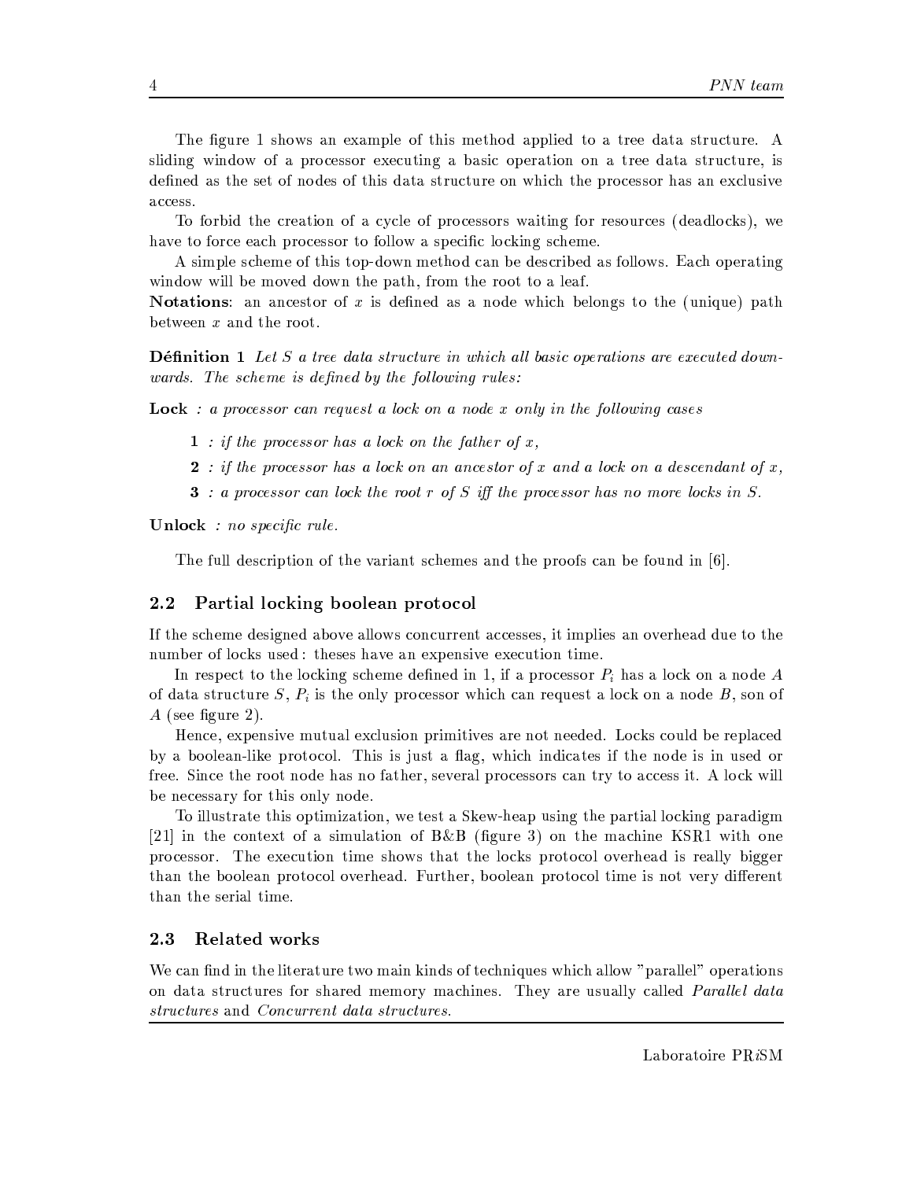The figure 1 shows an example of this method applied to a tree data structure. A sliding window of a processor executing a basic operation on a tree data structure, is defined as the set of nodes of this data structure on which the processor has an exclusive access.

To forbid the creation of a cycle of processors waiting for resources (deadlocks), we have to force each processor to follow a specific locking scheme.

A simple scheme of this top-down method can be described as follows. Each operating window will be moved down the path, from the root to a leaf.

**Notations**: an ancestor of $x$ is defined as a node which belongs to the (unique) path between $x$ and the root.

**Définition 1** *Let $S$ a tree data structure in which all basic operations are executed downwards. The scheme is defined by the following rules:*

**Lock** *: a processor can request a lock on a node $x$ only in the following cases*

- **1** *: if the processor has a lock on the father of $x$,*
- **2** *: if the processor has a lock on an ancestor of $x$ and a lock on a descendant of $x$,*
- **3** *: a processor can lock the root $r$ of $S$ iff the processor has no more locks in $S$.*

**Unlock** *: no specific rule.*

The full description of the variant schemes and the proofs can be found in [6].

## 2.2 Partial locking boolean protocol

If the scheme designed above allows concurrent accesses, it implies an overhead due to the number of locks used : theses have an expensive execution time.

In respect to the locking scheme defined in 1, if a processor $P_i$ has a lock on a node $A$ of data structure $S$, $P_i$ is the only processor which can request a lock on a node $B$, son of $A$ (see figure 2).

Hence, expensive mutual exclusion primitives are not needed. Locks could be replaced by a boolean-like protocol. This is just a flag, which indicates if the node is in used or free. Since the root node has no father, several processors can try to access it. A lock will be necessary for this only node.

To illustrate this optimization, we test a Skew-heap using the partial locking paradigm [21] in the context of a simulation of B&B (figure 3) on the machine KSR1 with one processor. The execution time shows that the locks protocol overhead is really bigger than the boolean protocol overhead. Further, boolean protocol time is not very different than the serial time.

## 2.3 Related works

We can find in the literature two main kinds of techniques which allow "parallel" operations on data structures for shared memory machines. They are usually called *Parallel data structures* and *Concurrent data structures*.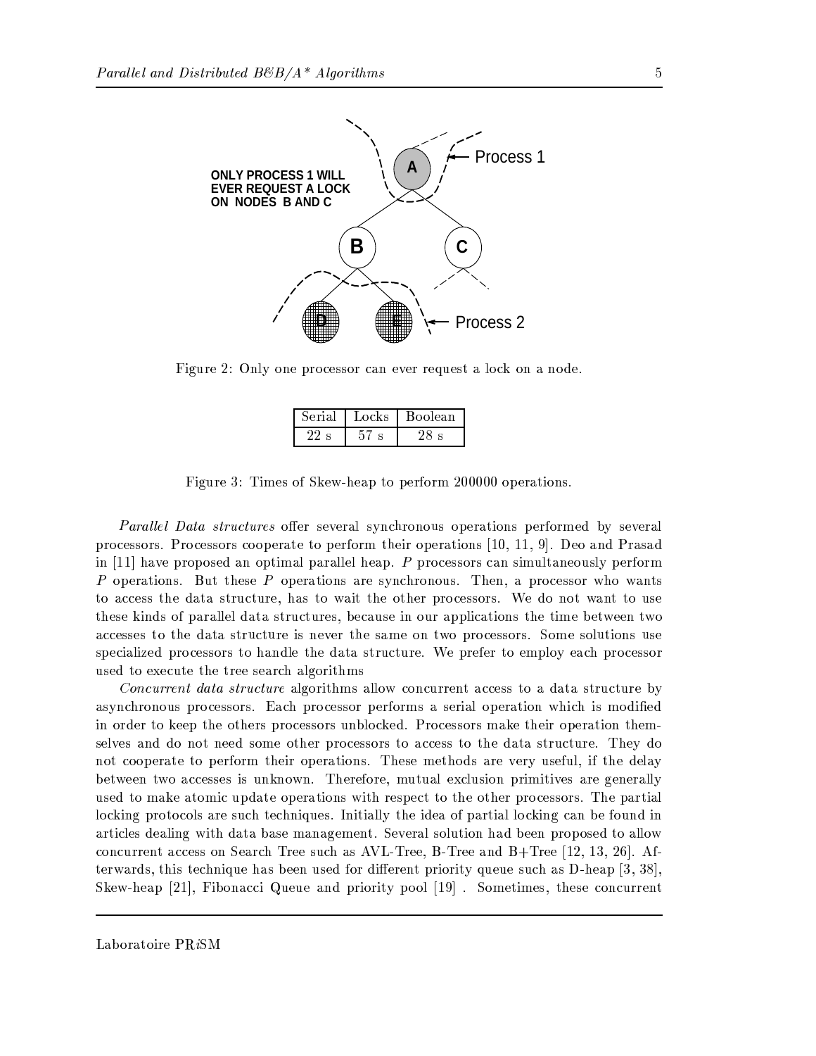Figure 2: Only one processor can ever request a lock on a node.

| Serial | Locks | Boolean |
|---|---|---|
| 22 s | 57 s | 28 s |

Figure 3: Times of Skew-heap to perform 200000 operations.

*Parallel Data structures* offer several synchronous operations performed by several processors. Processors cooperate to perform their operations [10, 11, 9]. Deo and Prasad in [11] have proposed an optimal parallel heap. $P$ processors can simultaneously perform $P$ operations. But these $P$ operations are synchronous. Then, a processor who wants to access the data structure, has to wait the other processors. We do not want to use these kinds of parallel data structures, because in our applications the time between two accesses to the data structure is never the same on two processors. Some solutions use specialized processors to handle the data structure. We prefer to employ each processor used to execute the tree search algorithms

*Concurrent data structure* algorithms allow concurrent access to a data structure by asynchronous processors. Each processor performs a serial operation which is modified in order to keep the others processors unblocked. Processors make their operation themselves and do not need some other processors to access to the data structure. They do not cooperate to perform their operations. These methods are very useful, if the delay between two accesses is unknown. Therefore, mutual exclusion primitives are generally used to make atomic update operations with respect to the other processors. The partial locking protocols are such techniques. Initially the idea of partial locking can be found in articles dealing with data base management. Several solution had been proposed to allow concurrent access on Search Tree such as AVL-Tree, B-Tree and B+Tree [12, 13, 26]. Afterwards, this technique has been used for different priority queue such as D-heap [3, 38], Skew-heap [21], Fibonacci Queue and priority pool [19] . Sometimes, these concurrent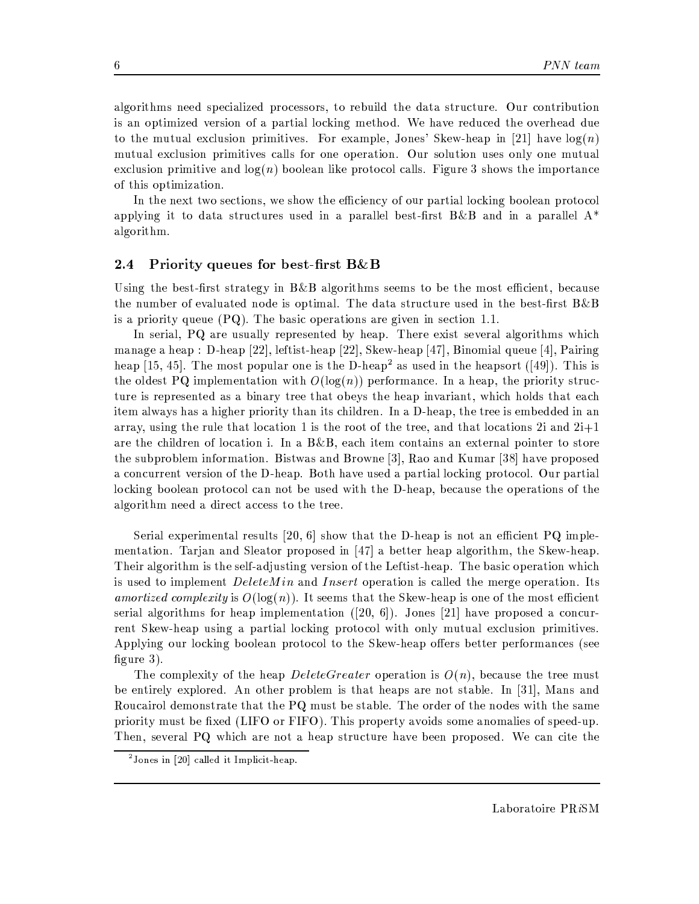algorithms need specialized processors, to rebuild the data structure. Our contribution is an optimized version of a partial locking method. We have reduced the overhead due to the mutual exclusion primitives. For example, Jones' Skew-heap in [21] have $\log(n)$ mutual exclusion primitives calls for one operation. Our solution uses only one mutual exclusion primitive and $\log(n)$ boolean like protocol calls. Figure 3 shows the importance of this optimization.

In the next two sections, we show the efficiency of our partial locking boolean protocol applying it to data structures used in a parallel best-first B&B and in a parallel A* algorithm.

### 2.4 Priority queues for best-first B&B

Using the best-first strategy in B&B algorithms seems to be the most efficient, because the number of evaluated node is optimal. The data structure used in the best-first B&B is a priority queue (PQ). The basic operations are given in section 1.1.

In serial, PQ are usually represented by heap. There exist several algorithms which manage a heap : D-heap [22], leftist-heap [22], Skew-heap [47], Binomial queue [4], Pairing heap [15, 45]. The most popular one is the D-heap[2] as used in the heapsort ([49]). This is the oldest PQ implementation with $O(\log(n))$ performance. In a heap, the priority structure is represented as a binary tree that obeys the heap invariant, which holds that each item always has a higher priority than its children. In a D-heap, the tree is embedded in an array, using the rule that location 1 is the root of the tree, and that locations 2i and 2i+1 are the children of location i. In a B&B, each item contains an external pointer to store the subproblem information. Bistwas and Browne [3], Rao and Kumar [38] have proposed a concurrent version of the D-heap. Both have used a partial locking protocol. Our partial locking boolean protocol can not be used with the D-heap, because the operations of the algorithm need a direct access to the tree.

Serial experimental results [20, 6] show that the D-heap is not an efficient PQ implementation. Tarjan and Sleator proposed in [47] a better heap algorithm, the Skew-heap. Their algorithm is the self-adjusting version of the Leftist-heap. The basic operation which is used to implement *DeleteMin* and *Insert* operation is called the merge operation. Its *amortized complexity* is $O(\log(n))$. It seems that the Skew-heap is one of the most efficient serial algorithms for heap implementation ([20, 6]). Jones [21] have proposed a concurrent Skew-heap using a partial locking protocol with only mutual exclusion primitives. Applying our locking boolean protocol to the Skew-heap offers better performances (see figure 3).

The complexity of the heap *DeleteGreater* operation is $O(n)$, because the tree must be entirely explored. An other problem is that heaps are not stable. In [31], Mans and Roucairol demonstrate that the PQ must be stable. The order of the nodes with the same priority must be fixed (LIFO or FIFO). This property avoids some anomalies of speed-up. Then, several PQ which are not a heap structure have been proposed. We can cite the

[2] Jones in [20] called it Implicit-heap.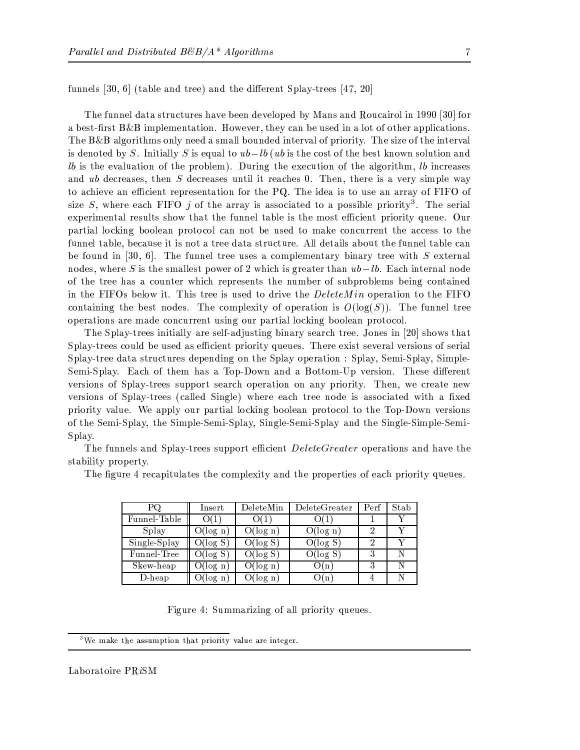funnels [30, 6] (table and tree) and the different Splay-trees [47, 20]

The funnel data structures have been developed by Mans and Roucairol in 1990 [30] for a best-first B&B implementation. However, they can be used in a lot of other applications. The B&B algorithms only need a small bounded interval of priority. The size of the interval is denoted by $S$. Initially $S$ is equal to $ub - lb$ ($ub$ is the cost of the best known solution and $lb$ is the evaluation of the problem). During the execution of the algorithm, $lb$ increases and $ub$ decreases, then $S$ decreases until it reaches 0. Then, there is a very simple way to achieve an efficient representation for the PQ. The idea is to use an array of FIFO of size $S$, where each FIFO $j$ of the array is associated to a possible priority[3]. The serial experimental results show that the funnel table is the most efficient priority queue. Our partial locking boolean protocol can not be used to make concurrent the access to the funnel table, because it is not a tree data structure. All details about the funnel table can be found in [30, 6]. The funnel tree uses a complementary binary tree with $S$ external nodes, where $S$ is the smallest power of 2 which is greater than $ub - lb$. Each internal node of the tree has a counter which represents the number of subproblems being contained in the FIFOs below it. This tree is used to drive the *DeleteMin* operation to the FIFO containing the best nodes. The complexity of operation is $O(\log(S))$. The funnel tree operations are made concurrent using our partial locking boolean protocol.

The Splay-trees initially are self-adjusting binary search tree. Jones in [20] shows that Splay-trees could be used as efficient priority queues. There exist several versions of serial Splay-tree data structures depending on the Splay operation : Splay, Semi-Splay, Simple-Semi-Splay. Each of them has a Top-Down and a Bottom-Up version. These different versions of Splay-trees support search operation on any priority. Then, we create new versions of Splay-trees (called Single) where each tree node is associated with a fixed priority value. We apply our partial locking boolean protocol to the Top-Down versions of the Semi-Splay, the Simple-Semi-Splay, Single-Semi-Splay and the Single-Simple-Semi-Splay.

The funnels and Splay-trees support efficient *DeleteGreater* operations and have the stability property.

The figure 4 recapitulates the complexity and the properties of each priority queues.

| PQ | Insert | DeleteMin | DeleteGreater | Perf | Stab |
|---|---|---|---|---|---|
| Funnel-Table | O(1) | O(1) | O(1) | 1 | Y |
| Splay | O(log n) | O(log n) | O(log n) | 2 | Y |
| Single-Splay | O(log S) | O(log S) | O(log S) | 2 | Y |
| Funnel-Tree | O(log S) | O(log S) | O(log S) | 3 | N |
| Skew-heap | O(log n) | O(log n) | O(n) | 3 | N |
| D-heap | O(log n) | O(log n) | O(n) | 4 | N |

Figure 4: Summarizing of all priority queues.

[3] We make the assumption that priority value are integer.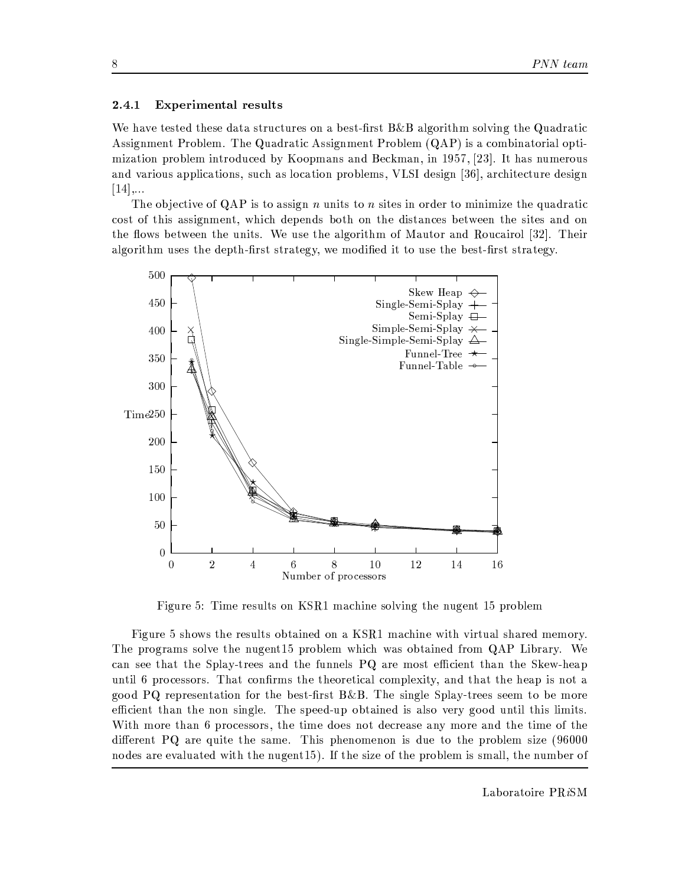### 2.4.1 Experimental results

We have tested these data structures on a best-first B&B algorithm solving the Quadratic Assignment Problem. The Quadratic Assignment Problem (QAP) is a combinatorial optimization problem introduced by Koopmans and Beckman, in 1957, [23]. It has numerous and various applications, such as location problems, VLSI design [36], architecture design [14],...

The objective of QAP is to assign $n$ units to $n$ sites in order to minimize the quadratic cost of this assignment, which depends both on the distances between the sites and on the flows between the units. We use the algorithm of Mautor and Roucairol [32]. Their algorithm uses the depth-first strategy, we modified it to use the best-first strategy.

Figure 5: Time results on KSR1 machine solving the nugent 15 problem

Figure 5 shows the results obtained on a KSR1 machine with virtual shared memory. The programs solve the nugent15 problem which was obtained from QAP Library. We can see that the Splay-trees and the funnels PQ are most efficient than the Skew-heap until 6 processors. That confirms the theoretical complexity, and that the heap is not a good PQ representation for the best-first B&B. The single Splay-trees seem to be more efficient than the non single. The speed-up obtained is also very good until this limits. With more than 6 processors, the time does not decrease any more and the time of the different PQ are quite the same. This phenomenon is due to the problem size (96000 nodes are evaluated with the nugent15). If the size of the problem is small, the number of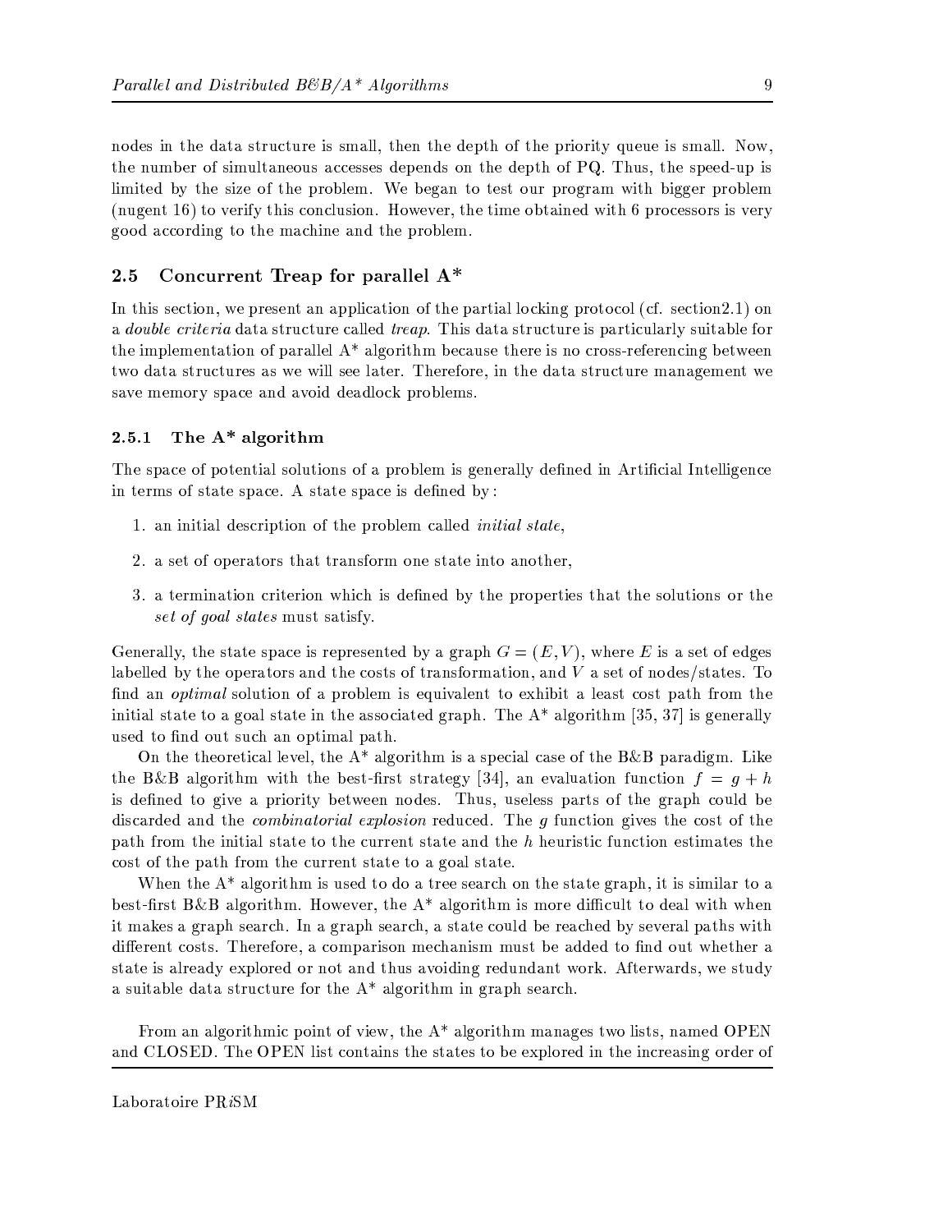nodes in the data structure is small, then the depth of the priority queue is small. Now, the number of simultaneous accesses depends on the depth of PQ. Thus, the speed-up is limited by the size of the problem. We began to test our program with bigger problem (nugent 16) to verify this conclusion. However, the time obtained with 6 processors is very good according to the machine and the problem.

### 2.5 Concurrent Treap for parallel A*

In this section, we present an application of the partial locking protocol (cf. section2.1) on a *double criteria* data structure called *treap*. This data structure is particularly suitable for the implementation of parallel A* algorithm because there is no cross-referencing between two data structures as we will see later. Therefore, in the data structure management we save memory space and avoid deadlock problems.

#### 2.5.1 The A* algorithm

The space of potential solutions of a problem is generally defined in Artificial Intelligence in terms of state space. A state space is defined by :

1. an initial description of the problem called *initial state*,
2. a set of operators that transform one state into another,
3. a termination criterion which is defined by the properties that the solutions or the *set of goal states* must satisfy.

Generally, the state space is represented by a graph $G = (E, V)$, where $E$ is a set of edges labelled by the operators and the costs of transformation, and $V$ a set of nodes/states. To find an *optimal* solution of a problem is equivalent to exhibit a least cost path from the initial state to a goal state in the associated graph. The A* algorithm [35, 37] is generally used to find out such an optimal path.

On the theoretical level, the A* algorithm is a special case of the B&B paradigm. Like the B&B algorithm with the best-first strategy [34], an evaluation function $f = g + h$ is defined to give a priority between nodes. Thus, useless parts of the graph could be discarded and the *combinatorial explosion* reduced. The $g$ function gives the cost of the path from the initial state to the current state and the $h$ heuristic function estimates the cost of the path from the current state to a goal state.

When the A* algorithm is used to do a tree search on the state graph, it is similar to a best-first B&B algorithm. However, the A* algorithm is more difficult to deal with when it makes a graph search. In a graph search, a state could be reached by several paths with different costs. Therefore, a comparison mechanism must be added to find out whether a state is already explored or not and thus avoiding redundant work. Afterwards, we study a suitable data structure for the A* algorithm in graph search.

From an algorithmic point of view, the A* algorithm manages two lists, named OPEN and CLOSED. The OPEN list contains the states to be explored in the increasing order of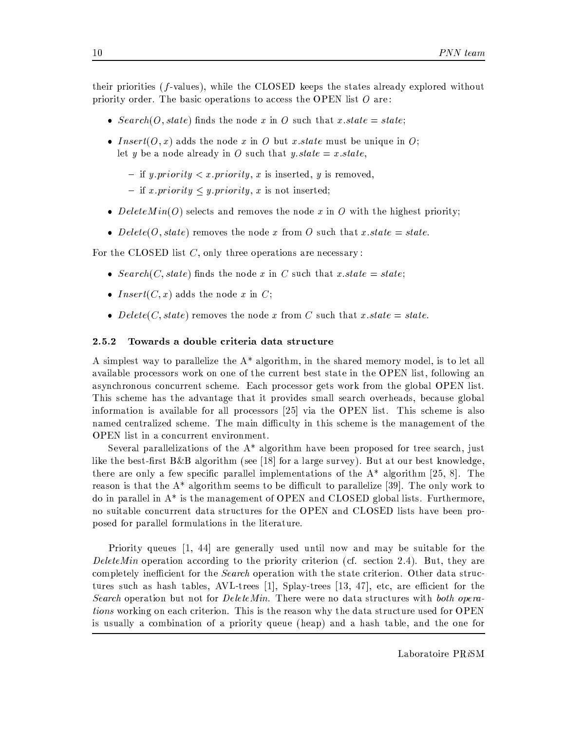their priorities ($f$-values), while the CLOSED keeps the states already explored without priority order. The basic operations to access the OPEN list $O$ are:

- $Search(O, state)$ finds the node $x$ in $O$ such that $x.state = state$;
- $Insert(O, x)$ adds the node $x$ in $O$ but $x.state$ must be unique in $O$; let $y$ be a node already in $O$ such that $y.state = x.state$,
  - if $y.priority < x.priority$, $x$ is inserted, $y$ is removed,
  - if $x.priority \leq y.priority$, $x$ is not inserted;
- $DeleteMin(O)$ selects and removes the node $x$ in $O$ with the highest priority;
- $Delete(O, state)$ removes the node $x$ from $O$ such that $x.state = state$.

For the CLOSED list $C$, only three operations are necessary:

- $Search(C, state)$ finds the node $x$ in $C$ such that $x.state = state$;
- $Insert(C, x)$ adds the node $x$ in $C$;
- $Delete(C, state)$ removes the node $x$ from $C$ such that $x.state = state$.

### 2.5.2 Towards a double criteria data structure

A simplest way to parallelize the A* algorithm, in the shared memory model, is to let all available processors work on one of the current best state in the OPEN list, following an asynchronous concurrent scheme. Each processor gets work from the global OPEN list. This scheme has the advantage that it provides small search overheads, because global information is available for all processors [25] via the OPEN list. This scheme is also named centralized scheme. The main difficulty in this scheme is the management of the OPEN list in a concurrent environment.

Several parallelizations of the A* algorithm have been proposed for tree search, just like the best-first B&B algorithm (see [18] for a large survey). But at our best knowledge, there are only a few specific parallel implementations of the A* algorithm [25, 8]. The reason is that the A* algorithm seems to be difficult to parallelize [39]. The only work to do in parallel in A* is the management of OPEN and CLOSED global lists. Furthermore, no suitable concurrent data structures for the OPEN and CLOSED lists have been proposed for parallel formulations in the literature.

Priority queues [1, 44] are generally used until now and may be suitable for the *DeleteMin* operation according to the priority criterion (cf. section 2.4). But, they are completely inefficient for the *Search* operation with the state criterion. Other data structures such as hash tables, AVL-trees [1], Splay-trees [13, 47], etc, are efficient for the *Search* operation but not for *DeleteMin*. There were no data structures with *both operations* working on each criterion. This is the reason why the data structure used for OPEN is usually a combination of a priority queue (heap) and a hash table, and the one for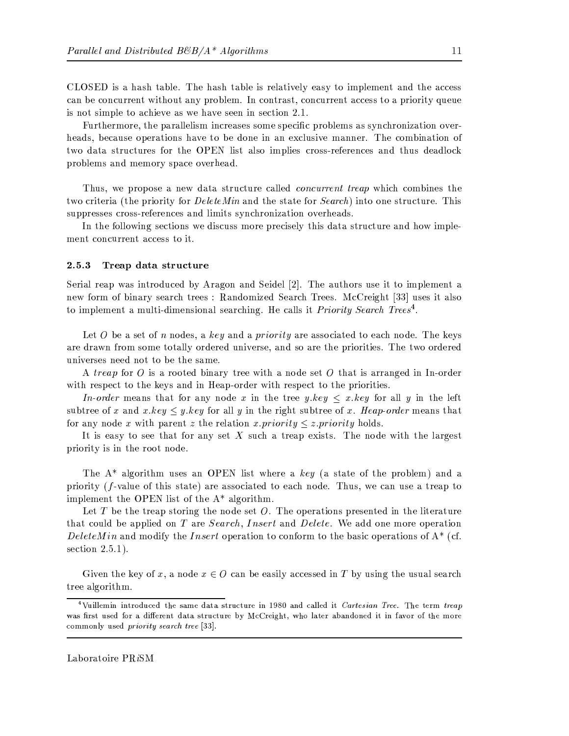CLOSED is a hash table. The hash table is relatively easy to implement and the access can be concurrent without any problem. In contrast, concurrent access to a priority queue is not simple to achieve as we have seen in section 2.1.

Furthermore, the parallelism increases some specific problems as synchronization overheads, because operations have to be done in an exclusive manner. The combination of two data structures for the OPEN list also implies cross-references and thus deadlock problems and memory space overhead.

Thus, we propose a new data structure called *concurrent treap* which combines the two criteria (the priority for *DeleteMin* and the state for *Search*) into one structure. This suppresses cross-references and limits synchronization overheads.

In the following sections we discuss more precisely this data structure and how implement concurrent access to it.

### 2.5.3 Treap data structure

Serial reap was introduced by Aragon and Seidel [2]. The authors use it to implement a new form of binary search trees : Randomized Search Trees. McCreight [33] uses it also to implement a multi-dimensional searching. He calls it *Priority Search Trees*[4].

Let $O$ be a set of $n$ nodes, a *key* and a *priority* are associated to each node. The keys are drawn from some totally ordered universe, and so are the priorities. The two ordered universes need not to be the same.

A *treap* for $O$ is a rooted binary tree with a node set $O$ that is arranged in In-order with respect to the keys and in Heap-order with respect to the priorities.

*In-order* means that for any node $x$ in the tree $y.key \leq x.key$ for all $y$ in the left subtree of $x$ and $x.key \leq y.key$ for all $y$ in the right subtree of $x$. *Heap-order* means that for any node $x$ with parent $z$ the relation $x.priority \leq z.priority$ holds.

It is easy to see that for any set $X$ such a treap exists. The node with the largest priority is in the root node.

The A* algorithm uses an OPEN list where a *key* (a state of the problem) and a priority ($f$-value of this state) are associated to each node. Thus, we can use a treap to implement the OPEN list of the A* algorithm.

Let $T$ be the treap storing the node set $O$. The operations presented in the literature that could be applied on $T$ are *Search*, *Insert* and *Delete*. We add one more operation *DeleteMin* and modify the *Insert* operation to conform to the basic operations of A* (cf. section 2.5.1).

Given the key of $x$, a node $x \in O$ can be easily accessed in $T$ by using the usual search tree algorithm.

---

[4] Vuillemin introduced the same data structure in 1980 and called it *Cartesian Tree*. The term *treap* was first used for a different data structure by McCreight, who later abandoned it in favor of the more commonly used *priority search tree* [33].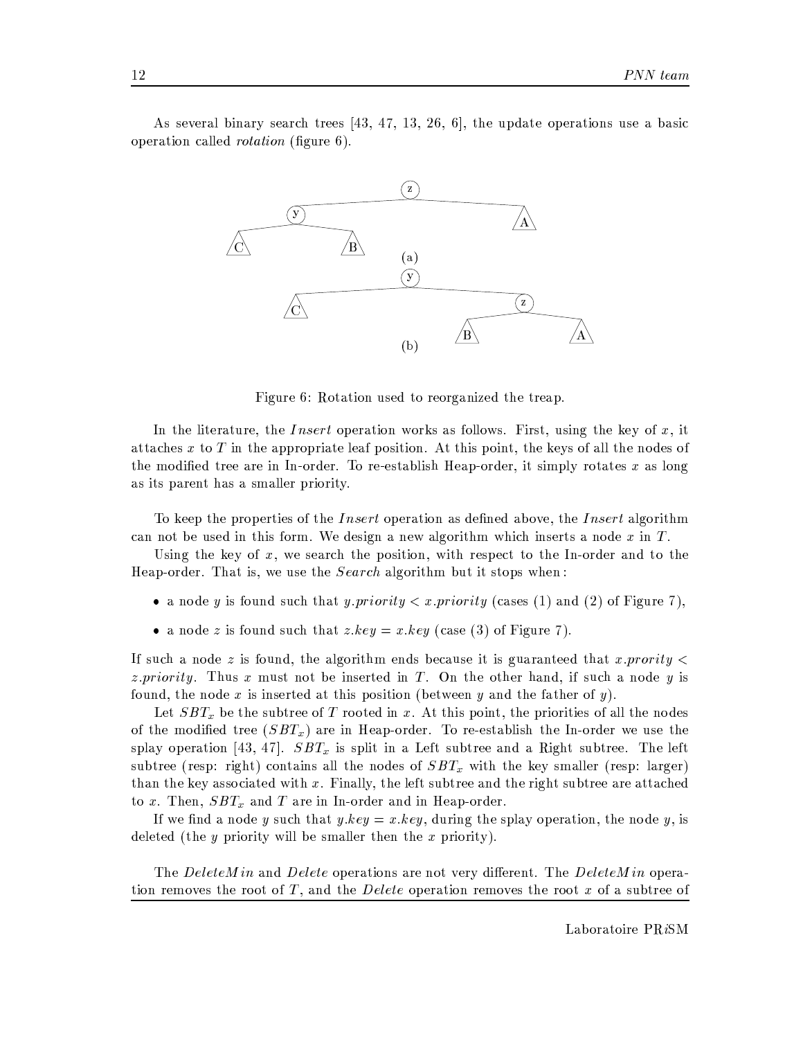As several binary search trees [43, 47, 13, 26, 6], the update operations use a basic operation called *rotation* (figure 6).

Figure 6: Rotation used to reorganized the treap.

In the literature, the *Insert* operation works as follows. First, using the key of $x$, it attaches $x$ to $T$ in the appropriate leaf position. At this point, the keys of all the nodes of the modified tree are in In-order. To re-establish Heap-order, it simply rotates $x$ as long as its parent has a smaller priority.

To keep the properties of the *Insert* operation as defined above, the *Insert* algorithm can not be used in this form. We design a new algorithm which inserts a node $x$ in $T$.

Using the key of $x$, we search the position, with respect to the In-order and to the Heap-order. That is, we use the *Search* algorithm but it stops when :

- a node $y$ is found such that $y.priority < x.priority$ (cases (1) and (2) of Figure 7),
- a node $z$ is found such that $z.key = x.key$ (case (3) of Figure 7).

If such a node $z$ is found, the algorithm ends because it is guaranteed that $x.prority < z.priority$. Thus $x$ must not be inserted in $T$. On the other hand, if such a node $y$ is found, the node $x$ is inserted at this position (between $y$ and the father of $y$).

Let $SBT_x$ be the subtree of $T$ rooted in $x$. At this point, the priorities of all the nodes of the modified tree ($SBT_x$) are in Heap-order. To re-establish the In-order we use the splay operation [43, 47]. $SBT_x$ is split in a Left subtree and a Right subtree. The left subtree (resp: right) contains all the nodes of $SBT_x$ with the key smaller (resp: larger) than the key associated with $x$. Finally, the left subtree and the right subtree are attached to $x$. Then, $SBT_x$ and $T$ are in In-order and in Heap-order.

If we find a node $y$ such that $y.key = x.key$, during the splay operation, the node $y$, is deleted (the $y$ priority will be smaller then the $x$ priority).

The *DeleteMin* and *Delete* operations are not very different. The *DeleteMin* operation removes the root of $T$, and the *Delete* operation removes the root $x$ of a subtree of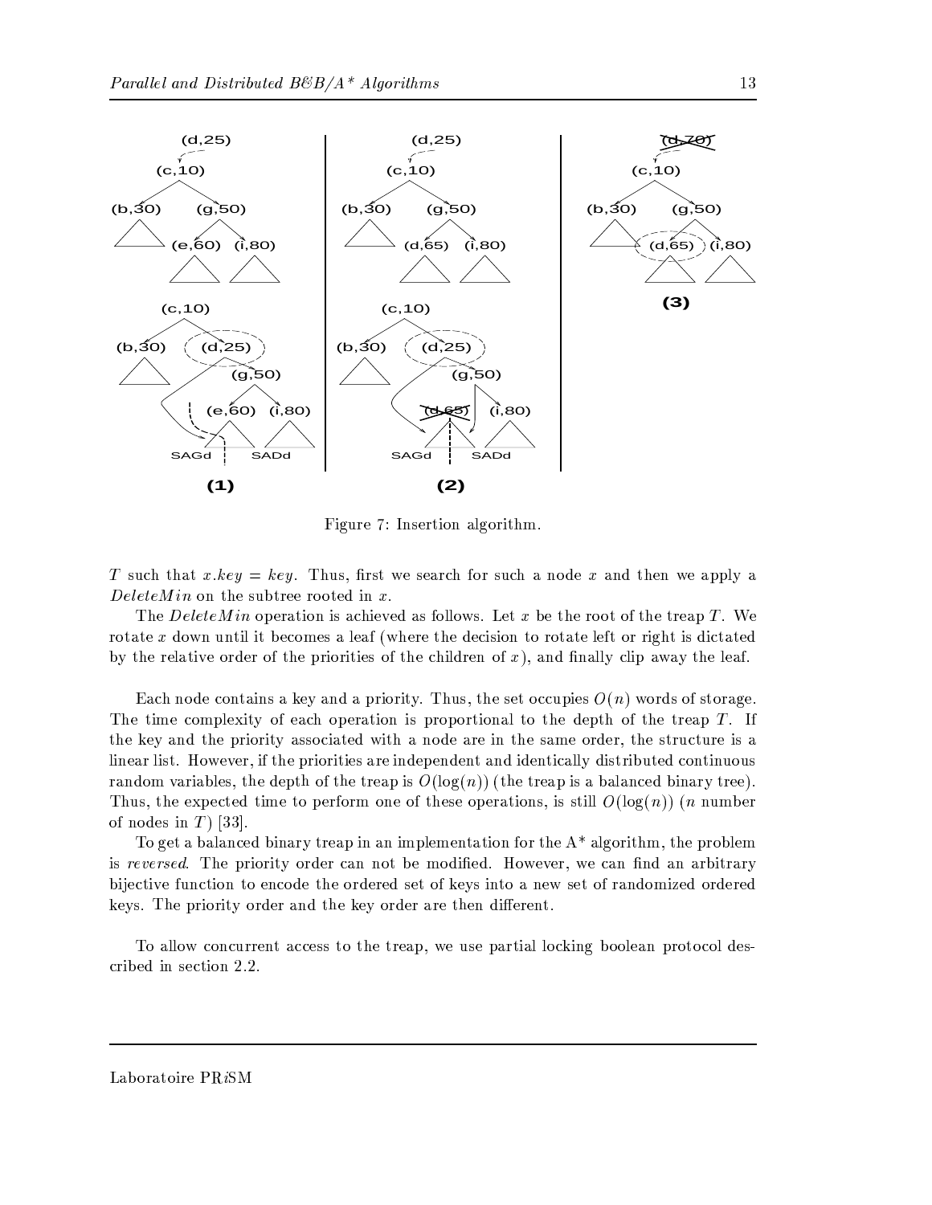Figure 7: Insertion algorithm.

$T$ such that $x.key = key$. Thus, first we search for such a node $x$ and then we apply a $DeleteMin$ on the subtree rooted in $x$.

The $DeleteMin$ operation is achieved as follows. Let $x$ be the root of the treap $T$. We rotate $x$ down until it becomes a leaf (where the decision to rotate left or right is dictated by the relative order of the priorities of the children of $x$), and finally clip away the leaf.

Each node contains a key and a priority. Thus, the set occupies $O(n)$ words of storage. The time complexity of each operation is proportional to the depth of the treap $T$. If the key and the priority associated with a node are in the same order, the structure is a linear list. However, if the priorities are independent and identically distributed continuous random variables, the depth of the treap is $O(\log(n))$ (the treap is a balanced binary tree). Thus, the expected time to perform one of these operations, is still $O(\log(n))$ ($n$ number of nodes in $T$) [33].

To get a balanced binary treap in an implementation for the A* algorithm, the problem is *reversed*. The priority order can not be modified. However, we can find an arbitrary bijective function to encode the ordered set of keys into a new set of randomized ordered keys. The priority order and the key order are then different.

To allow concurrent access to the treap, we use partial locking boolean protocol described in section 2.2.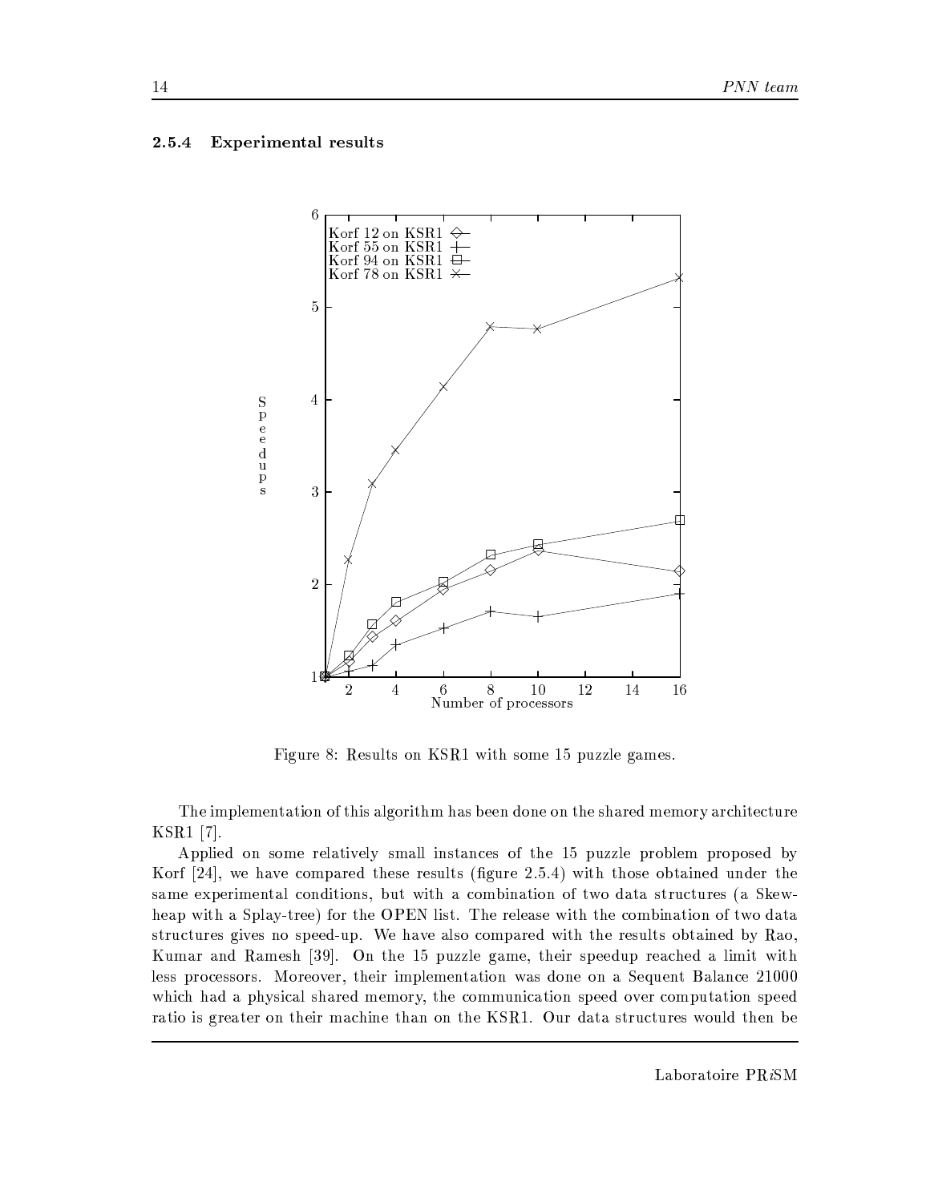### 2.5.4 Experimental results

Figure 8: Results on KSR1 with some 15 puzzle games.

The implementation of this algorithm has been done on the shared memory architecture KSR1 [7].

Applied on some relatively small instances of the 15 puzzle problem proposed by Korf [24], we have compared these results (figure 2.5.4) with those obtained under the same experimental conditions, but with a combination of two data structures (a Skew-heap with a Splay-tree) for the OPEN list. The release with the combination of two data structures gives no speed-up. We have also compared with the results obtained by Rao, Kumar and Ramesh [39]. On the 15 puzzle game, their speedup reached a limit with less processors. Moreover, their implementation was done on a Sequent Balance 21000 which had a physical shared memory, the communication speed over computation speed ratio is greater on their machine than on the KSR1. Our data structures would then be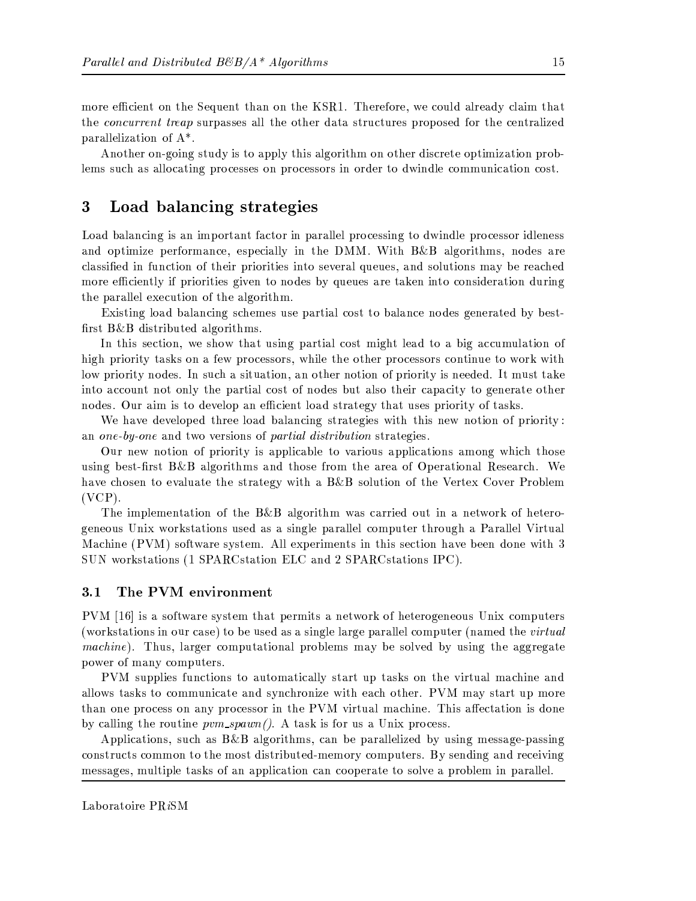more efficient on the Sequent than on the KSR1. Therefore, we could already claim that the *concurrent treap* surpasses all the other data structures proposed for the centralized parallelization of A*.

Another on-going study is to apply this algorithm on other discrete optimization problems such as allocating processes on processors in order to dwindle communication cost.

# 3 Load balancing strategies

Load balancing is an important factor in parallel processing to dwindle processor idleness and optimize performance, especially in the DMM. With B&B algorithms, nodes are classified in function of their priorities into several queues, and solutions may be reached more efficiently if priorities given to nodes by queues are taken into consideration during the parallel execution of the algorithm.

Existing load balancing schemes use partial cost to balance nodes generated by best-first B&B distributed algorithms.

In this section, we show that using partial cost might lead to a big accumulation of high priority tasks on a few processors, while the other processors continue to work with low priority nodes. In such a situation, an other notion of priority is needed. It must take into account not only the partial cost of nodes but also their capacity to generate other nodes. Our aim is to develop an efficient load strategy that uses priority of tasks.

We have developed three load balancing strategies with this new notion of priority : an *one-by-one* and two versions of *partial distribution* strategies.

Our new notion of priority is applicable to various applications among which those using best-first B&B algorithms and those from the area of Operational Research. We have chosen to evaluate the strategy with a B&B solution of the Vertex Cover Problem (VCP).

The implementation of the B&B algorithm was carried out in a network of heterogeneous Unix workstations used as a single parallel computer through a Parallel Virtual Machine (PVM) software system. All experiments in this section have been done with 3 SUN workstations (1 SPARCstation ELC and 2 SPARCstations IPC).

## 3.1 The PVM environment

PVM [16] is a software system that permits a network of heterogeneous Unix computers (workstations in our case) to be used as a single large parallel computer (named the *virtual machine*). Thus, larger computational problems may be solved by using the aggregate power of many computers.

PVM supplies functions to automatically start up tasks on the virtual machine and allows tasks to communicate and synchronize with each other. PVM may start up more than one process on any processor in the PVM virtual machine. This affectation is done by calling the routine *pvm_spawn()*. A task is for us a Unix process.

Applications, such as B&B algorithms, can be parallelized by using message-passing constructs common to the most distributed-memory computers. By sending and receiving messages, multiple tasks of an application can cooperate to solve a problem in parallel.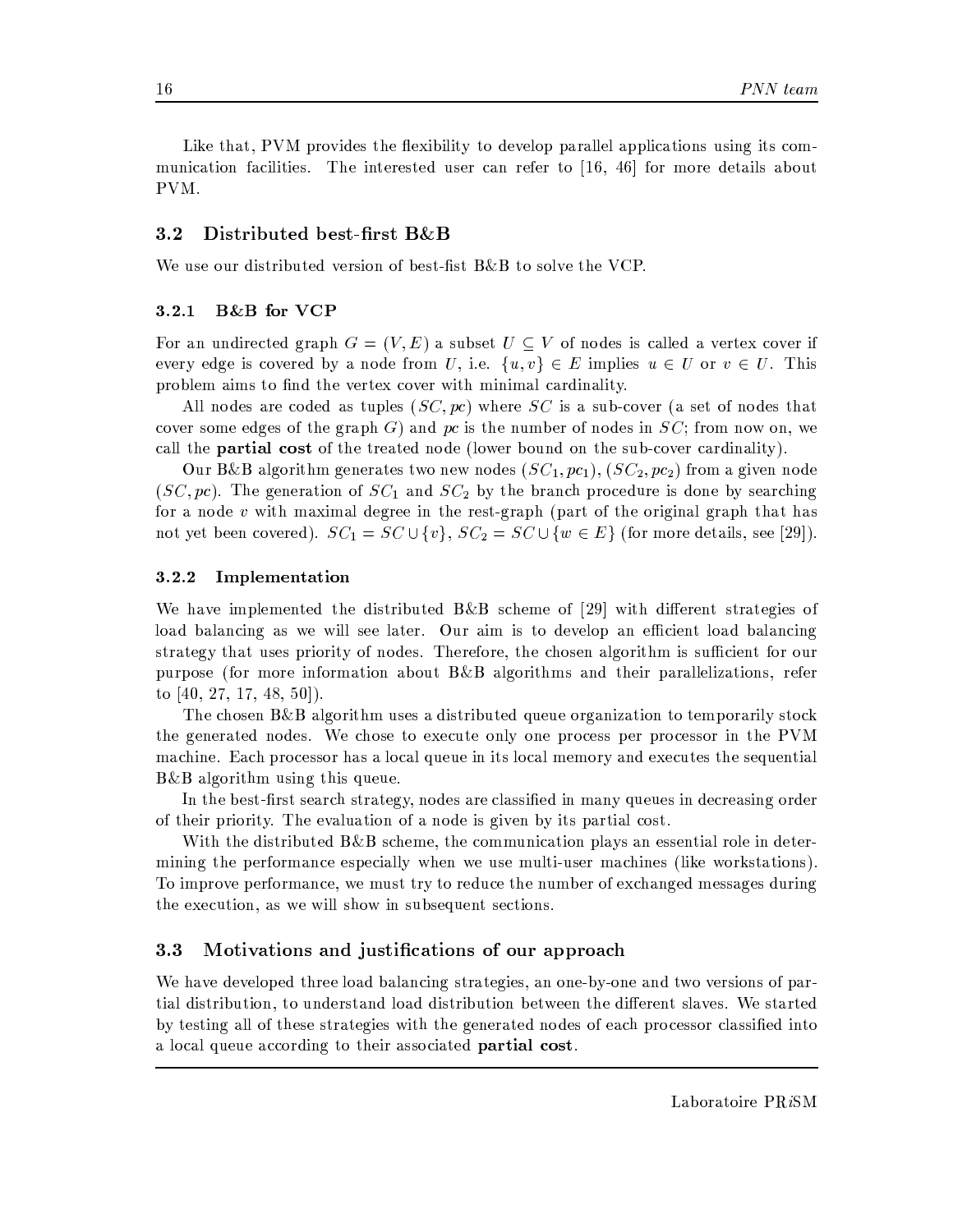Like that, PVM provides the flexibility to develop parallel applications using its communication facilities. The interested user can refer to [16, 46] for more details about PVM.

## 3.2 Distributed best-first B&B

We use our distributed version of best-fist B&B to solve the VCP.

### 3.2.1 B&B for VCP

For an undirected graph $G = (V, E)$ a subset $U \subseteq V$ of nodes is called a vertex cover if every edge is covered by a node from $U$, i.e. $\{u, v\} \in E$ implies $u \in U$ or $v \in U$. This problem aims to find the vertex cover with minimal cardinality.

All nodes are coded as tuples $(SC, pc)$ where $SC$ is a sub-cover (a set of nodes that cover some edges of the graph $G$) and $pc$ is the number of nodes in $SC$; from now on, we call the **partial cost** of the treated node (lower bound on the sub-cover cardinality).

Our B&B algorithm generates two new nodes $(SC_1, pc_1)$, $(SC_2, pc_2)$ from a given node $(SC, pc)$. The generation of $SC_1$ and $SC_2$ by the branch procedure is done by searching for a node $v$ with maximal degree in the rest-graph (part of the original graph that has not yet been covered). $SC_1 = SC \cup \{v\}$, $SC_2 = SC \cup \{w \in E\}$ (for more details, see [29]).

### 3.2.2 Implementation

We have implemented the distributed B&B scheme of [29] with different strategies of load balancing as we will see later. Our aim is to develop an efficient load balancing strategy that uses priority of nodes. Therefore, the chosen algorithm is sufficient for our purpose (for more information about B&B algorithms and their parallelizations, refer to [40, 27, 17, 48, 50]).

The chosen B&B algorithm uses a distributed queue organization to temporarily stock the generated nodes. We chose to execute only one process per processor in the PVM machine. Each processor has a local queue in its local memory and executes the sequential B&B algorithm using this queue.

In the best-first search strategy, nodes are classified in many queues in decreasing order of their priority. The evaluation of a node is given by its partial cost.

With the distributed B&B scheme, the communication plays an essential role in determining the performance especially when we use multi-user machines (like workstations). To improve performance, we must try to reduce the number of exchanged messages during the execution, as we will show in subsequent sections.

## 3.3 Motivations and justifications of our approach

We have developed three load balancing strategies, an one-by-one and two versions of partial distribution, to understand load distribution between the different slaves. We started by testing all of these strategies with the generated nodes of each processor classified into a local queue according to their associated **partial cost**.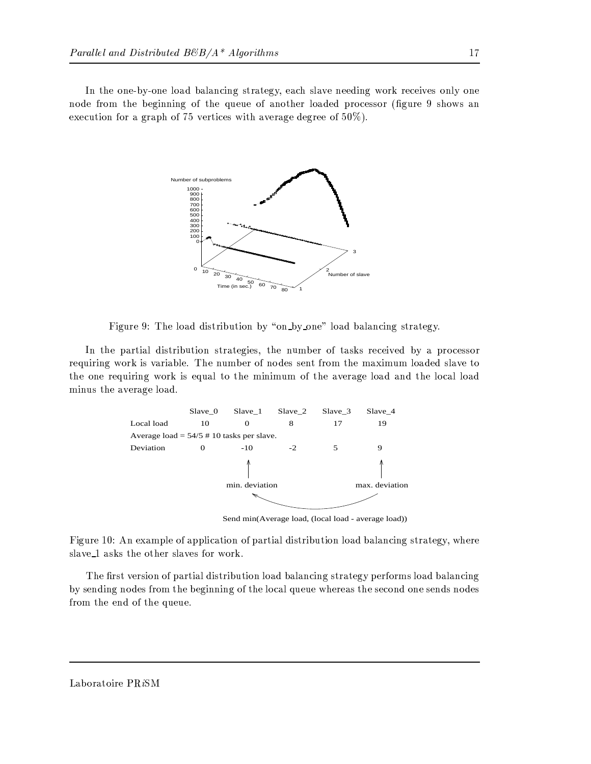In the one-by-one load balancing strategy, each slave needing work receives only one node from the beginning of the queue of another loaded processor (figure 9 shows an execution for a graph of 75 vertices with average degree of 50%).

Figure 9: The load distribution by "on_by_one" load balancing strategy.

In the partial distribution strategies, the number of tasks received by a processor requiring work is variable. The number of nodes sent from the maximum loaded slave to the one requiring work is equal to the minimum of the average load and the local load minus the average load.

| | Slave_0 | Slave_1 | Slave_2 | Slave_3 | Slave_4 |
|---|---|---|---|---|---|
| Local load | 10 | 0 | 8 | 17 | 19 |
| Average load = 54/5 # 10 tasks per slave. | | | | | |
| Deviation | 0 | -10 | -2 | 5 | 9 |
| | | min. deviation | | | max. deviation |

Send min(Average load, (local load - average load))

Figure 10: An example of application of partial distribution load balancing strategy, where slave_1 asks the other slaves for work.

The first version of partial distribution load balancing strategy performs load balancing by sending nodes from the beginning of the local queue whereas the second one sends nodes from the end of the queue.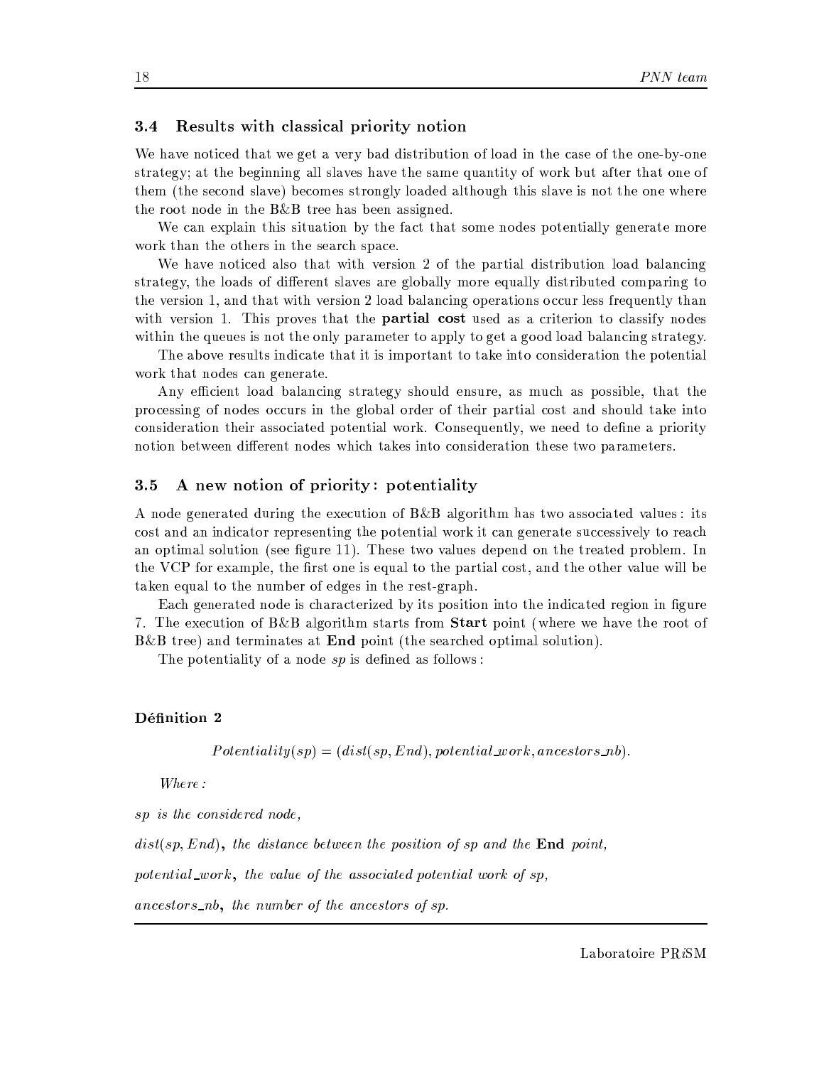### 3.4 Results with classical priority notion

We have noticed that we get a very bad distribution of load in the case of the one-by-one strategy; at the beginning all slaves have the same quantity of work but after that one of them (the second slave) becomes strongly loaded although this slave is not the one where the root node in the B&B tree has been assigned.

We can explain this situation by the fact that some nodes potentially generate more work than the others in the search space.

We have noticed also that with version 2 of the partial distribution load balancing strategy, the loads of different slaves are globally more equally distributed comparing to the version 1, and that with version 2 load balancing operations occur less frequently than with version 1. This proves that the **partial cost** used as a criterion to classify nodes within the queues is not the only parameter to apply to get a good load balancing strategy.

The above results indicate that it is important to take into consideration the potential work that nodes can generate.

Any efficient load balancing strategy should ensure, as much as possible, that the processing of nodes occurs in the global order of their partial cost and should take into consideration their associated potential work. Consequently, we need to define a priority notion between different nodes which takes into consideration these two parameters.

### 3.5 A new notion of priority: potentiality

A node generated during the execution of B&B algorithm has two associated values: its cost and an indicator representing the potential work it can generate successively to reach an optimal solution (see figure 11). These two values depend on the treated problem. In the VCP for example, the first one is equal to the partial cost, and the other value will be taken equal to the number of edges in the rest-graph.

Each generated node is characterized by its position into the indicated region in figure 7. The execution of B&B algorithm starts from **Start** point (where we have the root of B&B tree) and terminates at **End** point (the searched optimal solution).

The potentiality of a node *sp* is defined as follows:

**Définition 2**

$$Potentiality(sp) = (dist(sp, End), potential\_work, ancestors\_nb).$$

*Where:*

*sp is the considered node,*

$dist(sp, End)$, *the distance between the position of sp and the* **End** *point,*

$potential\_work$, *the value of the associated potential work of sp,*

$ancestors\_nb$, *the number of the ancestors of sp.*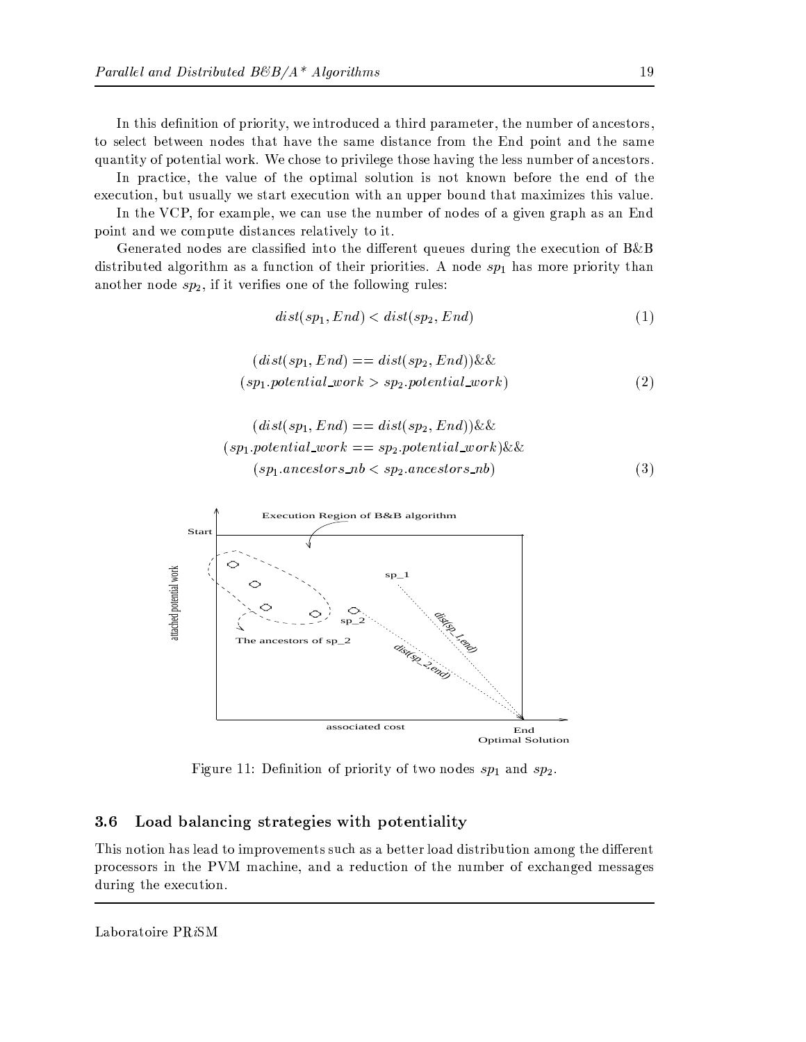In this definition of priority, we introduced a third parameter, the number of ancestors, to select between nodes that have the same distance from the End point and the same quantity of potential work. We chose to privilege those having the less number of ancestors.

In practice, the value of the optimal solution is not known before the end of the execution, but usually we start execution with an upper bound that maximizes this value.

In the VCP, for example, we can use the number of nodes of a given graph as an End point and we compute distances relatively to it.

Generated nodes are classified into the different queues during the execution of B&B distributed algorithm as a function of their priorities. A node $sp_1$ has more priority than another node $sp_2$, if it verifies one of the following rules:

$$dist(sp_1, End) < dist(sp_2, End) \tag{1}$$

$$\begin{aligned} &(dist(sp_1, End) == dist(sp_2, End))\&\& \\ &(sp_1.potential\_work > sp_2.potential\_work) \end{aligned} \tag{2}$$

$$\begin{aligned} &(dist(sp_1, End) == dist(sp_2, End))\&\& \\ &(sp_1.potential\_work == sp_2.potential\_work)\&\& \\ &(sp_1.ancestors\_nb < sp_2.ancestors\_nb) \end{aligned} \tag{3}$$

Figure 11: Definition of priority of two nodes $sp_1$ and $sp_2$.

### 3.6 Load balancing strategies with potentiality

This notion has lead to improvements such as a better load distribution among the different processors in the PVM machine, and a reduction of the number of exchanged messages during the execution.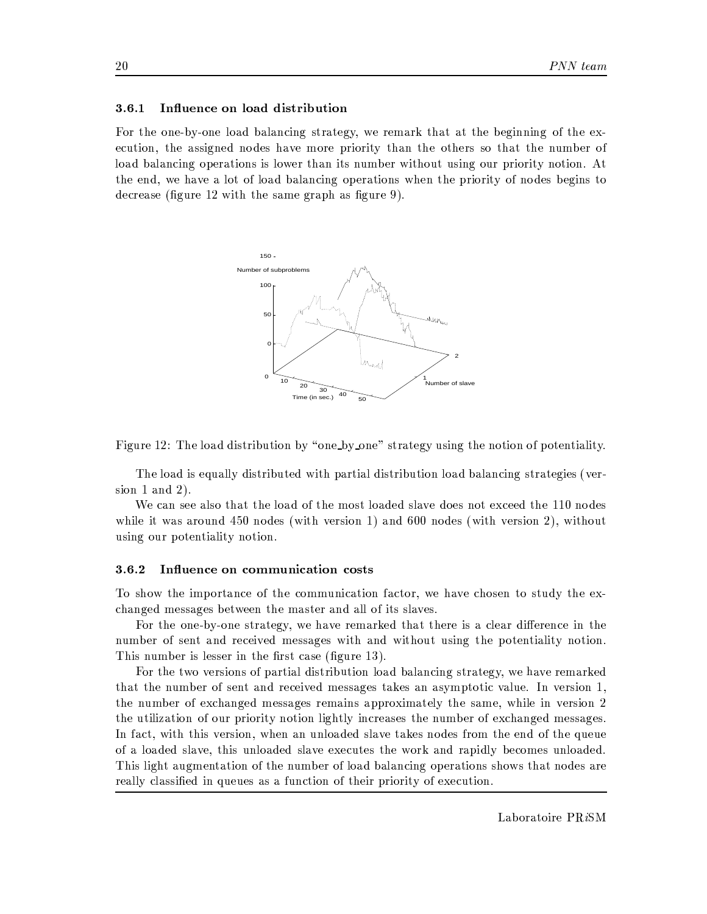### 3.6.1 Influence on load distribution

For the one-by-one load balancing strategy, we remark that at the beginning of the execution, the assigned nodes have more priority than the others so that the number of load balancing operations is lower than its number without using our priority notion. At the end, we have a lot of load balancing operations when the priority of nodes begins to decrease (figure 12 with the same graph as figure 9).

Figure 12: The load distribution by "one_by_one" strategy using the notion of potentiality.

The load is equally distributed with partial distribution load balancing strategies (version 1 and 2).

We can see also that the load of the most loaded slave does not exceed the 110 nodes while it was around 450 nodes (with version 1) and 600 nodes (with version 2), without using our potentiality notion.

### 3.6.2 Influence on communication costs

To show the importance of the communication factor, we have chosen to study the exchanged messages between the master and all of its slaves.

For the one-by-one strategy, we have remarked that there is a clear difference in the number of sent and received messages with and without using the potentiality notion. This number is lesser in the first case (figure 13).

For the two versions of partial distribution load balancing strategy, we have remarked that the number of sent and received messages takes an asymptotic value. In version 1, the number of exchanged messages remains approximately the same, while in version 2 the utilization of our priority notion lightly increases the number of exchanged messages. In fact, with this version, when an unloaded slave takes nodes from the end of the queue of a loaded slave, this unloaded slave executes the work and rapidly becomes unloaded. This light augmentation of the number of load balancing operations shows that nodes are really classified in queues as a function of their priority of execution.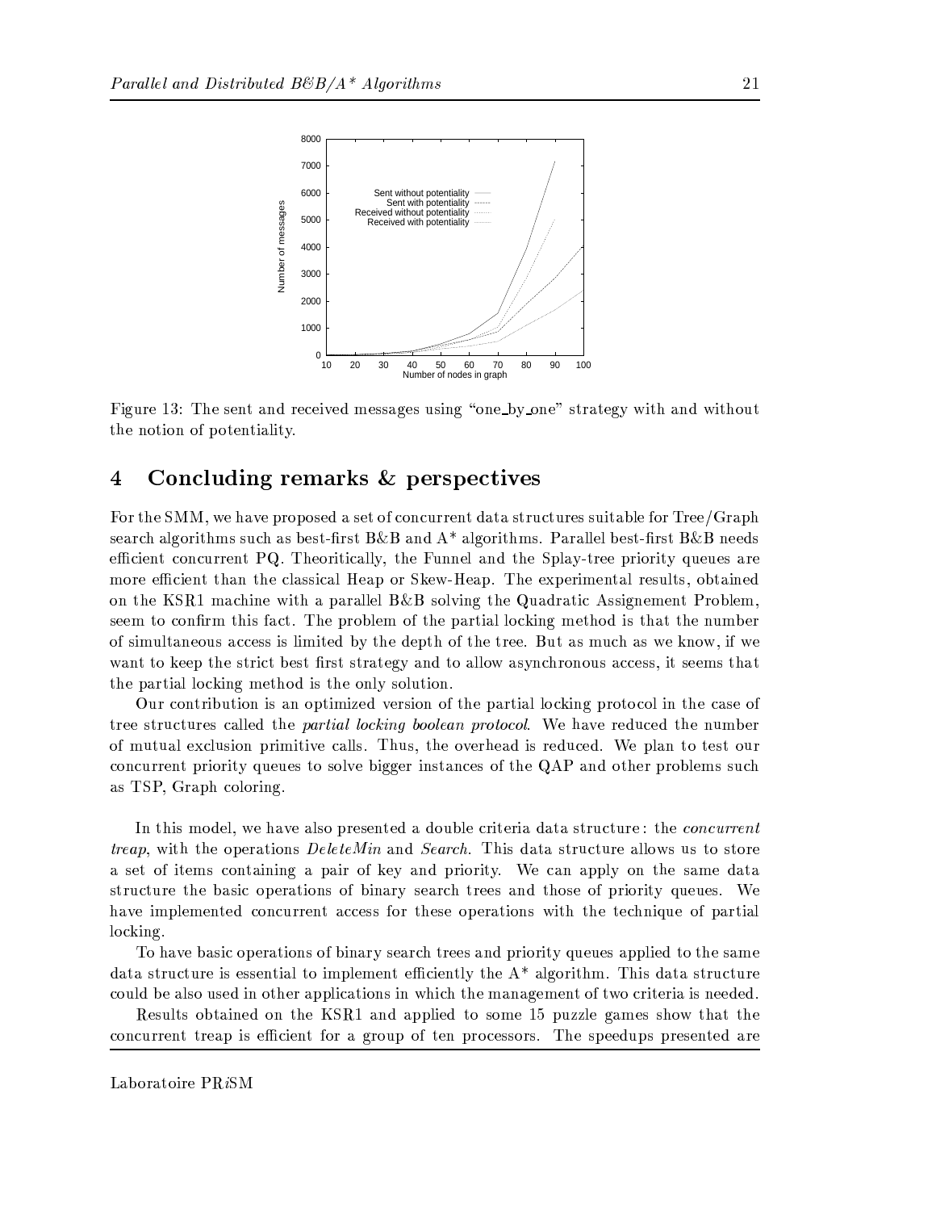Figure 13: The sent and received messages using "one_by_one" strategy with and without the notion of potentiality.

# 4 Concluding remarks & perspectives

For the SMM, we have proposed a set of concurrent data structures suitable for Tree/Graph search algorithms such as best-first B&B and A* algorithms. Parallel best-first B&B needs efficient concurrent PQ. Theoritically, the Funnel and the Splay-tree priority queues are more efficient than the classical Heap or Skew-Heap. The experimental results, obtained on the KSR1 machine with a parallel B&B solving the Quadratic Assignement Problem, seem to confirm this fact. The problem of the partial locking method is that the number of simultaneous access is limited by the depth of the tree. But as much as we know, if we want to keep the strict best first strategy and to allow asynchronous access, it seems that the partial locking method is the only solution.

Our contribution is an optimized version of the partial locking protocol in the case of tree structures called the *partial locking boolean protocol*. We have reduced the number of mutual exclusion primitive calls. Thus, the overhead is reduced. We plan to test our concurrent priority queues to solve bigger instances of the QAP and other problems such as TSP, Graph coloring.

In this model, we have also presented a double criteria data structure : the *concurrent treap*, with the operations *DeleteMin* and *Search*. This data structure allows us to store a set of items containing a pair of key and priority. We can apply on the same data structure the basic operations of binary search trees and those of priority queues. We have implemented concurrent access for these operations with the technique of partial locking.

To have basic operations of binary search trees and priority queues applied to the same data structure is essential to implement efficiently the A* algorithm. This data structure could be also used in other applications in which the management of two criteria is needed.

Results obtained on the KSR1 and applied to some 15 puzzle games show that the concurrent treap is efficient for a group of ten processors. The speedups presented are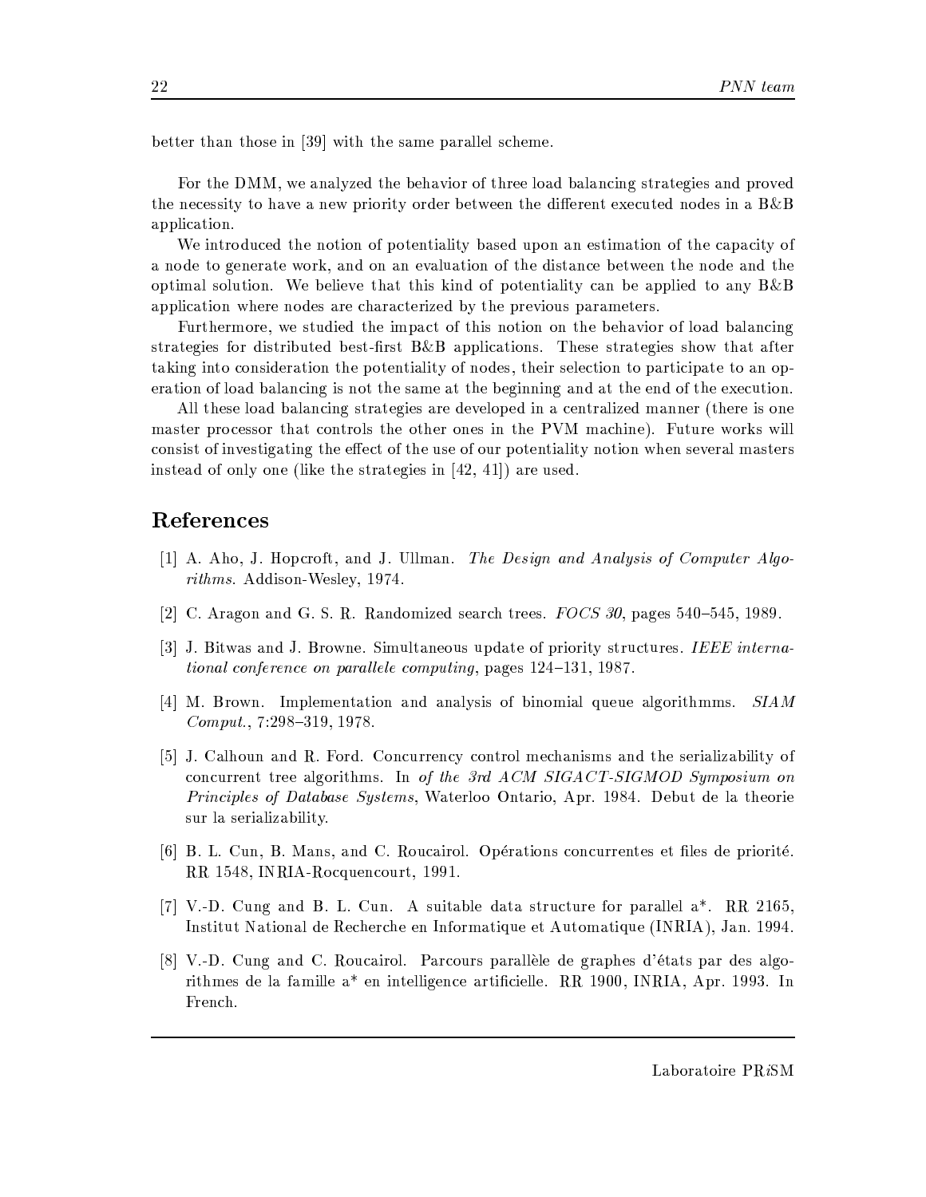better than those in [39] with the same parallel scheme.

For the DMM, we analyzed the behavior of three load balancing strategies and proved the necessity to have a new priority order between the different executed nodes in a B&B application.

We introduced the notion of potentiality based upon an estimation of the capacity of a node to generate work, and on an evaluation of the distance between the node and the optimal solution. We believe that this kind of potentiality can be applied to any B&B application where nodes are characterized by the previous parameters.

Furthermore, we studied the impact of this notion on the behavior of load balancing strategies for distributed best-first B&B applications. These strategies show that after taking into consideration the potentiality of nodes, their selection to participate to an operation of load balancing is not the same at the beginning and at the end of the execution.

All these load balancing strategies are developed in a centralized manner (there is one master processor that controls the other ones in the PVM machine). Future works will consist of investigating the effect of the use of our potentiality notion when several masters instead of only one (like the strategies in [42, 41]) are used.

## References

[1] A. Aho, J. Hopcroft, and J. Ullman. *The Design and Analysis of Computer Algorithms*. Addison-Wesley, 1974.

[2] C. Aragon and G. S. R. Randomized search trees. *FOCS 30*, pages 540–545, 1989.

[3] J. Bitwas and J. Browne. Simultaneous update of priority structures. *IEEE international conference on parallele computing*, pages 124–131, 1987.

[4] M. Brown. Implementation and analysis of binomial queue algorithmms. *SIAM Comput.*, 7:298–319, 1978.

[5] J. Calhoun and R. Ford. Concurrency control mechanisms and the serializability of concurrent tree algorithms. In *of the 3rd ACM SIGACT-SIGMOD Symposium on Principles of Database Systems*, Waterloo Ontario, Apr. 1984. Debut de la theorie sur la serializability.

[6] B. L. Cun, B. Mans, and C. Roucairol. Opérations concurrentes et files de priorité. RR 1548, INRIA-Rocquencourt, 1991.

[7] V.-D. Cung and B. L. Cun. A suitable data structure for parallel a*. RR 2165, Institut National de Recherche en Informatique et Automatique (INRIA), Jan. 1994.

[8] V.-D. Cung and C. Roucairol. Parcours parallèle de graphes d'états par des algorithmes de la famille a* en intelligence artificielle. RR 1900, INRIA, Apr. 1993. In French.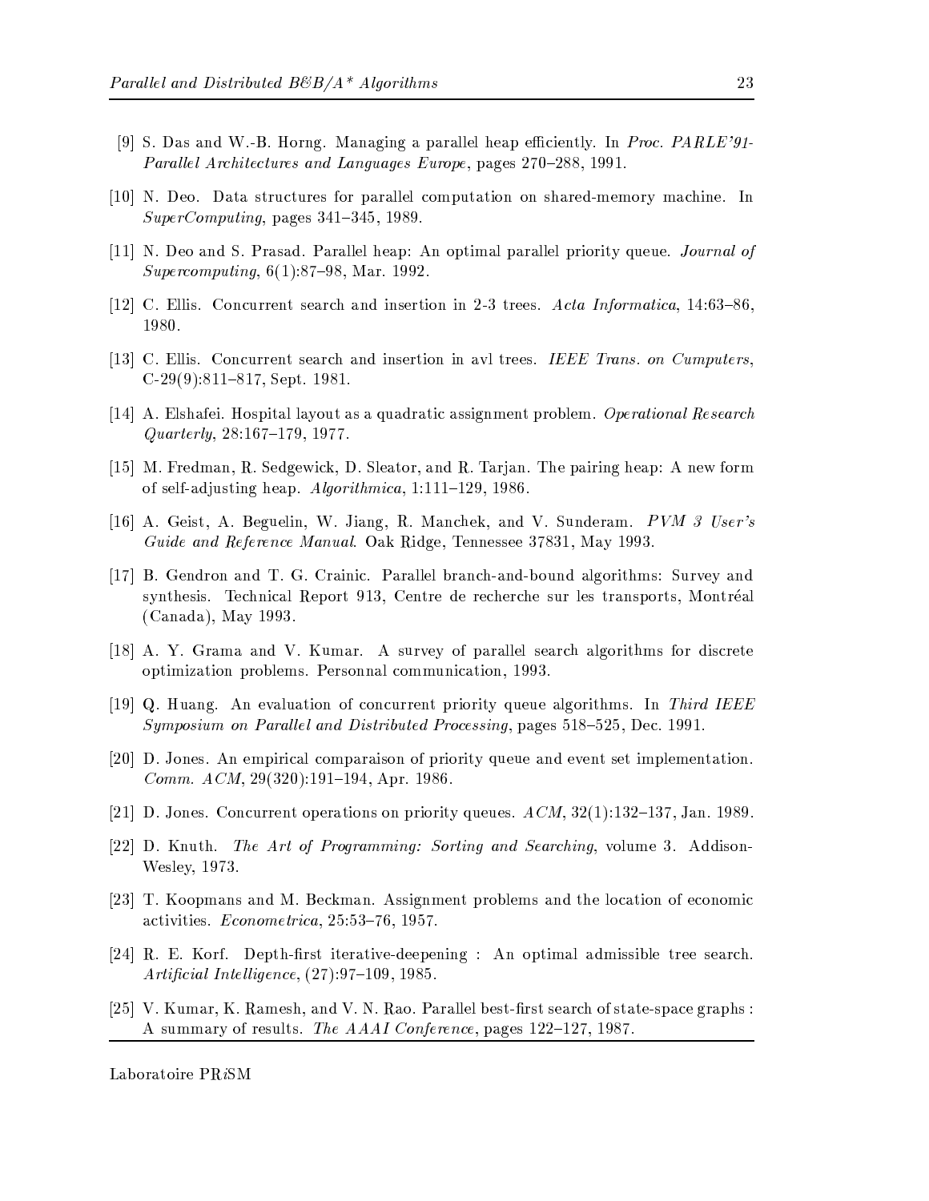[9] S. Das and W.-B. Horng. Managing a parallel heap efficiently. In *Proc. PARLE'91-Parallel Architectures and Languages Europe*, pages 270–288, 1991.

[10] N. Deo. Data structures for parallel computation on shared-memory machine. In *SuperComputing*, pages 341–345, 1989.

[11] N. Deo and S. Prasad. Parallel heap: An optimal parallel priority queue. *Journal of Supercomputing*, 6(1):87–98, Mar. 1992.

[12] C. Ellis. Concurrent search and insertion in 2-3 trees. *Acta Informatica*, 14:63–86, 1980.

[13] C. Ellis. Concurrent search and insertion in avl trees. *IEEE Trans. on Cumputers*, C-29(9):811–817, Sept. 1981.

[14] A. Elshafei. Hospital layout as a quadratic assignment problem. *Operational Research Quarterly*, 28:167–179, 1977.

[15] M. Fredman, R. Sedgewick, D. Sleator, and R. Tarjan. The pairing heap: A new form of self-adjusting heap. *Algorithmica*, 1:111–129, 1986.

[16] A. Geist, A. Beguelin, W. Jiang, R. Manchek, and V. Sunderam. *PVM 3 User's Guide and Reference Manual*. Oak Ridge, Tennessee 37831, May 1993.

[17] B. Gendron and T. G. Crainic. Parallel branch-and-bound algorithms: Survey and synthesis. Technical Report 913, Centre de recherche sur les transports, Montréal (Canada), May 1993.

[18] A. Y. Grama and V. Kumar. A survey of parallel search algorithms for discrete optimization problems. Personnal communication, 1993.

[19] Q. Huang. An evaluation of concurrent priority queue algorithms. In *Third IEEE Symposium on Parallel and Distributed Processing*, pages 518–525, Dec. 1991.

[20] D. Jones. An empirical comparaison of priority queue and event set implementation. *Comm. ACM*, 29(320):191–194, Apr. 1986.

[21] D. Jones. Concurrent operations on priority queues. *ACM*, 32(1):132–137, Jan. 1989.

[22] D. Knuth. *The Art of Programming: Sorting and Searching*, volume 3. Addison-Wesley, 1973.

[23] T. Koopmans and M. Beckman. Assignment problems and the location of economic activities. *Econometrica*, 25:53–76, 1957.

[24] R. E. Korf. Depth-first iterative-deepening : An optimal admissible tree search. *Artificial Intelligence*, (27):97–109, 1985.

[25] V. Kumar, K. Ramesh, and V. N. Rao. Parallel best-first search of state-space graphs : A summary of results. *The AAAI Conference*, pages 122–127, 1987.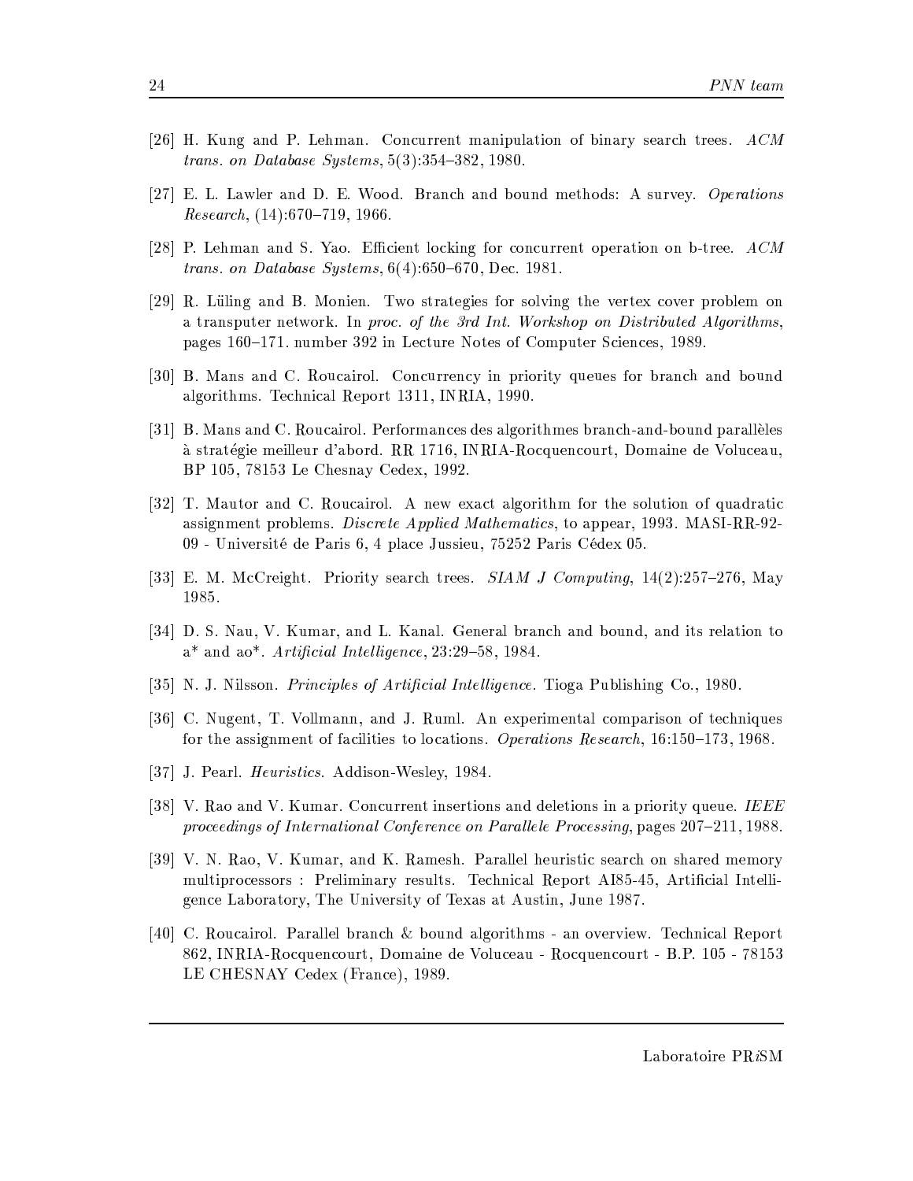[26] H. Kung and P. Lehman. Concurrent manipulation of binary search trees. *ACM trans. on Database Systems*, 5(3):354–382, 1980.

[27] E. L. Lawler and D. E. Wood. Branch and bound methods: A survey. *Operations Research*, (14):670–719, 1966.

[28] P. Lehman and S. Yao. Efficient locking for concurrent operation on b-tree. *ACM trans. on Database Systems*, 6(4):650–670, Dec. 1981.

[29] R. Lüling and B. Monien. Two strategies for solving the vertex cover problem on a transputer network. In *proc. of the 3rd Int. Workshop on Distributed Algorithms*, pages 160–171. number 392 in Lecture Notes of Computer Sciences, 1989.

[30] B. Mans and C. Roucairol. Concurrency in priority queues for branch and bound algorithms. Technical Report 1311, INRIA, 1990.

[31] B. Mans and C. Roucairol. Performances des algorithmes branch-and-bound parallèles à stratégie meilleur d'abord. RR 1716, INRIA-Rocquencourt, Domaine de Voluceau, BP 105, 78153 Le Chesnay Cedex, 1992.

[32] T. Mautor and C. Roucairol. A new exact algorithm for the solution of quadratic assignment problems. *Discrete Applied Mathematics*, to appear, 1993. MASI-RR-92-09 - Université de Paris 6, 4 place Jussieu, 75252 Paris Cédex 05.

[33] E. M. McCreight. Priority search trees. *SIAM J Computing*, 14(2):257–276, May 1985.

[34] D. S. Nau, V. Kumar, and L. Kanal. General branch and bound, and its relation to a* and ao*. *Artificial Intelligence*, 23:29–58, 1984.

[35] N. J. Nilsson. *Principles of Artificial Intelligence*. Tioga Publishing Co., 1980.

[36] C. Nugent, T. Vollmann, and J. Ruml. An experimental comparison of techniques for the assignment of facilities to locations. *Operations Research*, 16:150–173, 1968.

[37] J. Pearl. *Heuristics*. Addison-Wesley, 1984.

[38] V. Rao and V. Kumar. Concurrent insertions and deletions in a priority queue. *IEEE proceedings of International Conference on Parallele Processing*, pages 207–211, 1988.

[39] V. N. Rao, V. Kumar, and K. Ramesh. Parallel heuristic search on shared memory multiprocessors : Preliminary results. Technical Report AI85-45, Artificial Intelligence Laboratory, The University of Texas at Austin, June 1987.

[40] C. Roucairol. Parallel branch & bound algorithms - an overview. Technical Report 862, INRIA-Rocquencourt, Domaine de Voluceau - Rocquencourt - B.P. 105 - 78153 LE CHESNAY Cedex (France), 1989.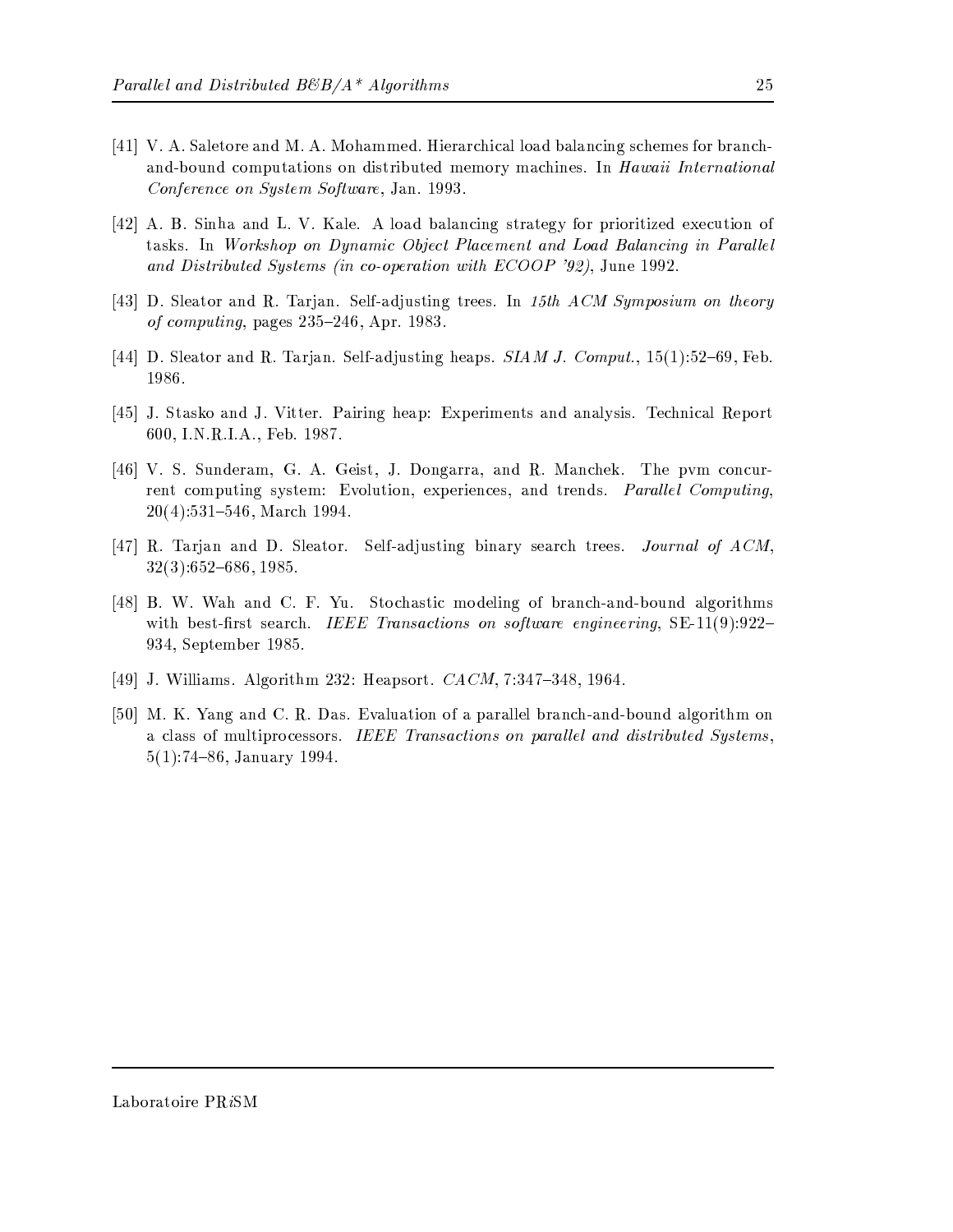[41] V. A. Saletore and M. A. Mohammed. Hierarchical load balancing schemes for branch-and-bound computations on distributed memory machines. In *Hawaii International Conference on System Software*, Jan. 1993.

[42] A. B. Sinha and L. V. Kale. A load balancing strategy for prioritized execution of tasks. In *Workshop on Dynamic Object Placement and Load Balancing in Parallel and Distributed Systems (in co-operation with ECOOP '92)*, June 1992.

[43] D. Sleator and R. Tarjan. Self-adjusting trees. In *15th ACM Symposium on theory of computing*, pages 235–246, Apr. 1983.

[44] D. Sleator and R. Tarjan. Self-adjusting heaps. *SIAM J. Comput.*, 15(1):52–69, Feb. 1986.

[45] J. Stasko and J. Vitter. Pairing heap: Experiments and analysis. Technical Report 600, I.N.R.I.A., Feb. 1987.

[46] V. S. Sunderam, G. A. Geist, J. Dongarra, and R. Manchek. The pvm concurrent computing system: Evolution, experiences, and trends. *Parallel Computing*, 20(4):531–546, March 1994.

[47] R. Tarjan and D. Sleator. Self-adjusting binary search trees. *Journal of ACM*, 32(3):652–686, 1985.

[48] B. W. Wah and C. F. Yu. Stochastic modeling of branch-and-bound algorithms with best-first search. *IEEE Transactions on software engineering*, SE-11(9):922–934, September 1985.

[49] J. Williams. Algorithm 232: Heapsort. *CACM*, 7:347–348, 1964.

[50] M. K. Yang and C. R. Das. Evaluation of a parallel branch-and-bound algorithm on a class of multiprocessors. *IEEE Transactions on parallel and distributed Systems*, 5(1):74–86, January 1994.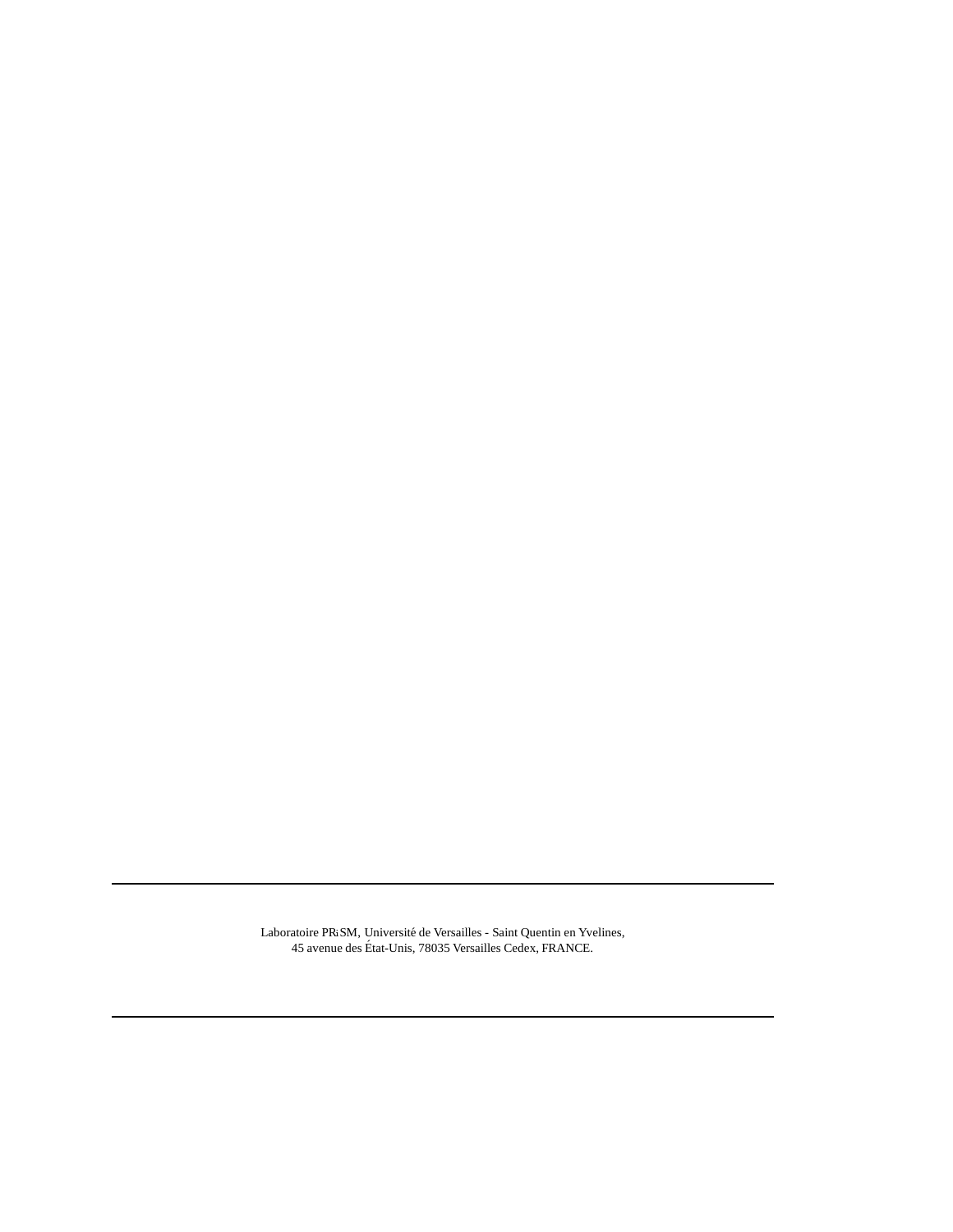Laboratoire PRiSM, Université de Versailles - Saint Quentin en Yvelines,
45 avenue des État-Unis, 78035 Versailles Cedex, FRANCE.